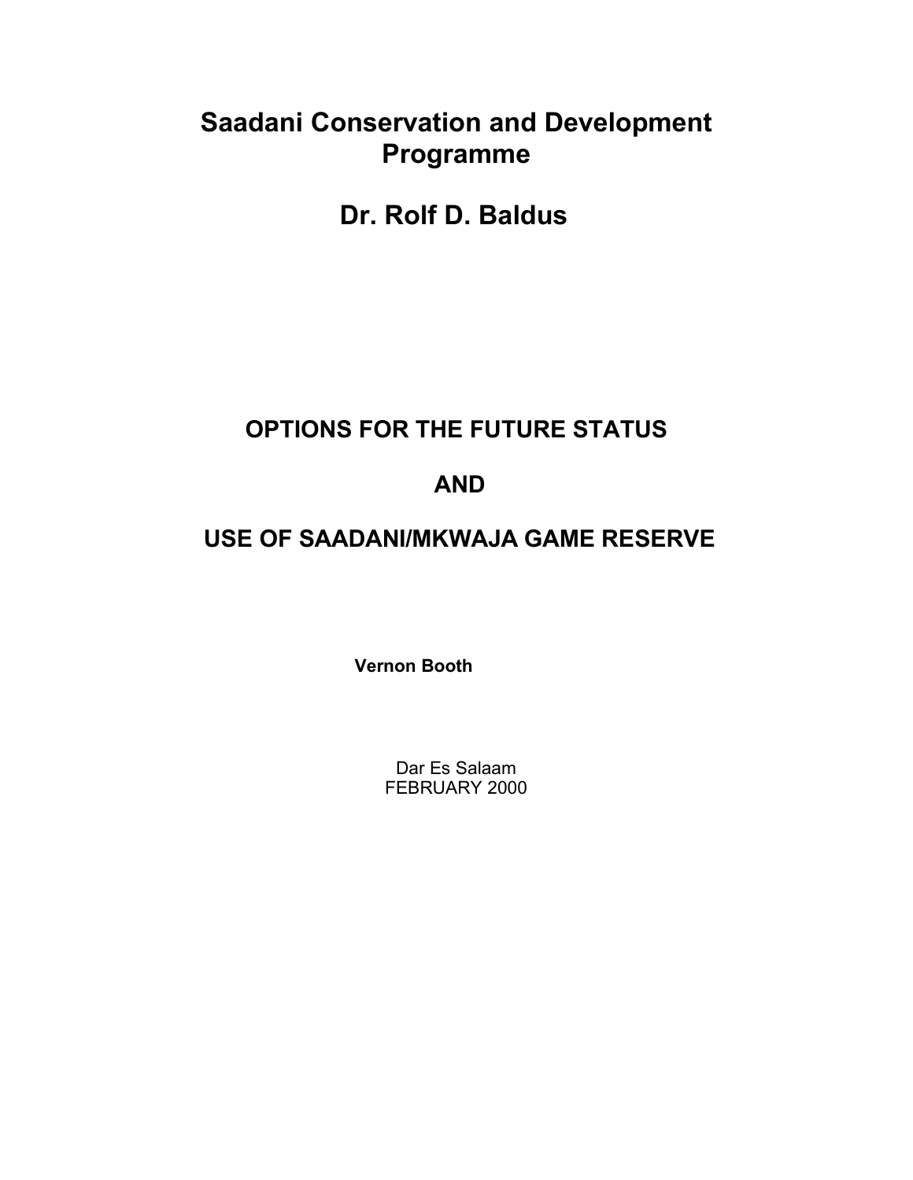# Saadani Conservation and Development Programme

# Dr. Rolf D. Baldus

## OPTIONS FOR THE FUTURE STATUS

## AND

## USE OF SAADANI/MKWAJA GAME RESERVE

**Vernon Booth**

Dar Es Salaam
FEBRUARY 2000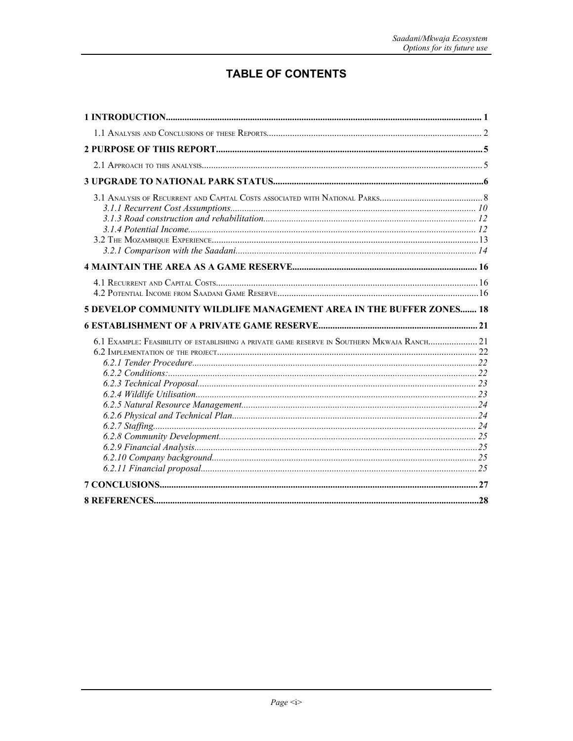# TABLE OF CONTENTS

**1 INTRODUCTION** ..... 1

1.1 Analysis and Conclusions of these Reports ..... 2

**2 PURPOSE OF THIS REPORT** ..... 5

2.1 Approach to this analysis ..... 5

**3 UPGRADE TO NATIONAL PARK STATUS** ..... 6

3.1 Analysis of Recurrent and Capital Costs associated with National Parks ..... 8

*3.1.1 Recurrent Cost Assumptions* ..... 10

*3.1.3 Road construction and rehabilitation* ..... 12

*3.1.4 Potential Income* ..... 12

3.2 The Mozambique Experience ..... 13

*3.2.1 Comparison with the Saadani* ..... 14

**4 MAINTAIN THE AREA AS A GAME RESERVE** ..... 16

4.1 Recurrent and Capital Costs ..... 16

4.2 Potential Income from Saadani Game Reserve ..... 16

**5 DEVELOP COMMUNITY WILDLIFE MANAGEMENT AREA IN THE BUFFER ZONES** ..... 18

**6 ESTABLISHMENT OF A PRIVATE GAME RESERVE** ..... 21

6.1 Example: Feasibility of establishing a private game reserve in Southern Mkwaja Ranch ..... 21

6.2 Implementation of the project ..... 22

*6.2.1 Tender Procedure* ..... 22

*6.2.2 Conditions:* ..... 22

*6.2.3 Technical Proposal* ..... 23

*6.2.4 Wildlife Utilisation* ..... 23

*6.2.5 Natural Resource Management* ..... 24

*6.2.6 Physical and Technical Plan* ..... 24

*6.2.7 Staffing* ..... 24

*6.2.8 Community Development* ..... 25

*6.2.9 Financial Analysis* ..... 25

*6.2.10 Company background* ..... 25

*6.2.11 Financial proposal* ..... 25

**7 CONCLUSIONS** ..... 27

**8 REFERENCES** ..... 28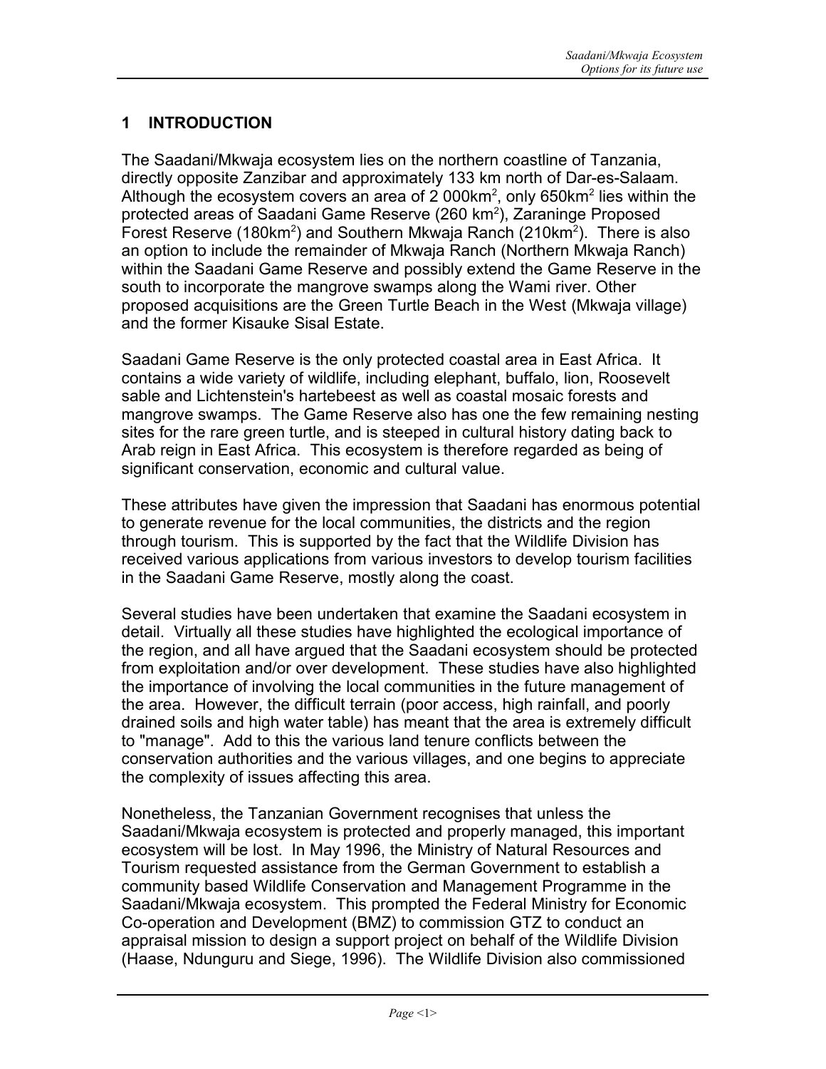# 1 INTRODUCTION

The Saadani/Mkwaja ecosystem lies on the northern coastline of Tanzania, directly opposite Zanzibar and approximately 133 km north of Dar-es-Salaam. Although the ecosystem covers an area of 2 000km$^2$, only 650km$^2$ lies within the protected areas of Saadani Game Reserve (260 km$^2$), Zaraninge Proposed Forest Reserve (180km$^2$) and Southern Mkwaja Ranch (210km$^2$). There is also an option to include the remainder of Mkwaja Ranch (Northern Mkwaja Ranch) within the Saadani Game Reserve and possibly extend the Game Reserve in the south to incorporate the mangrove swamps along the Wami river. Other proposed acquisitions are the Green Turtle Beach in the West (Mkwaja village) and the former Kisauke Sisal Estate.

Saadani Game Reserve is the only protected coastal area in East Africa. It contains a wide variety of wildlife, including elephant, buffalo, lion, Roosevelt sable and Lichtenstein's hartebeest as well as coastal mosaic forests and mangrove swamps. The Game Reserve also has one the few remaining nesting sites for the rare green turtle, and is steeped in cultural history dating back to Arab reign in East Africa. This ecosystem is therefore regarded as being of significant conservation, economic and cultural value.

These attributes have given the impression that Saadani has enormous potential to generate revenue for the local communities, the districts and the region through tourism. This is supported by the fact that the Wildlife Division has received various applications from various investors to develop tourism facilities in the Saadani Game Reserve, mostly along the coast.

Several studies have been undertaken that examine the Saadani ecosystem in detail. Virtually all these studies have highlighted the ecological importance of the region, and all have argued that the Saadani ecosystem should be protected from exploitation and/or over development. These studies have also highlighted the importance of involving the local communities in the future management of the area. However, the difficult terrain (poor access, high rainfall, and poorly drained soils and high water table) has meant that the area is extremely difficult to "manage". Add to this the various land tenure conflicts between the conservation authorities and the various villages, and one begins to appreciate the complexity of issues affecting this area.

Nonetheless, the Tanzanian Government recognises that unless the Saadani/Mkwaja ecosystem is protected and properly managed, this important ecosystem will be lost. In May 1996, the Ministry of Natural Resources and Tourism requested assistance from the German Government to establish a community based Wildlife Conservation and Management Programme in the Saadani/Mkwaja ecosystem. This prompted the Federal Ministry for Economic Co-operation and Development (BMZ) to commission GTZ to conduct an appraisal mission to design a support project on behalf of the Wildlife Division (Haase, Ndunguru and Siege, 1996). The Wildlife Division also commissioned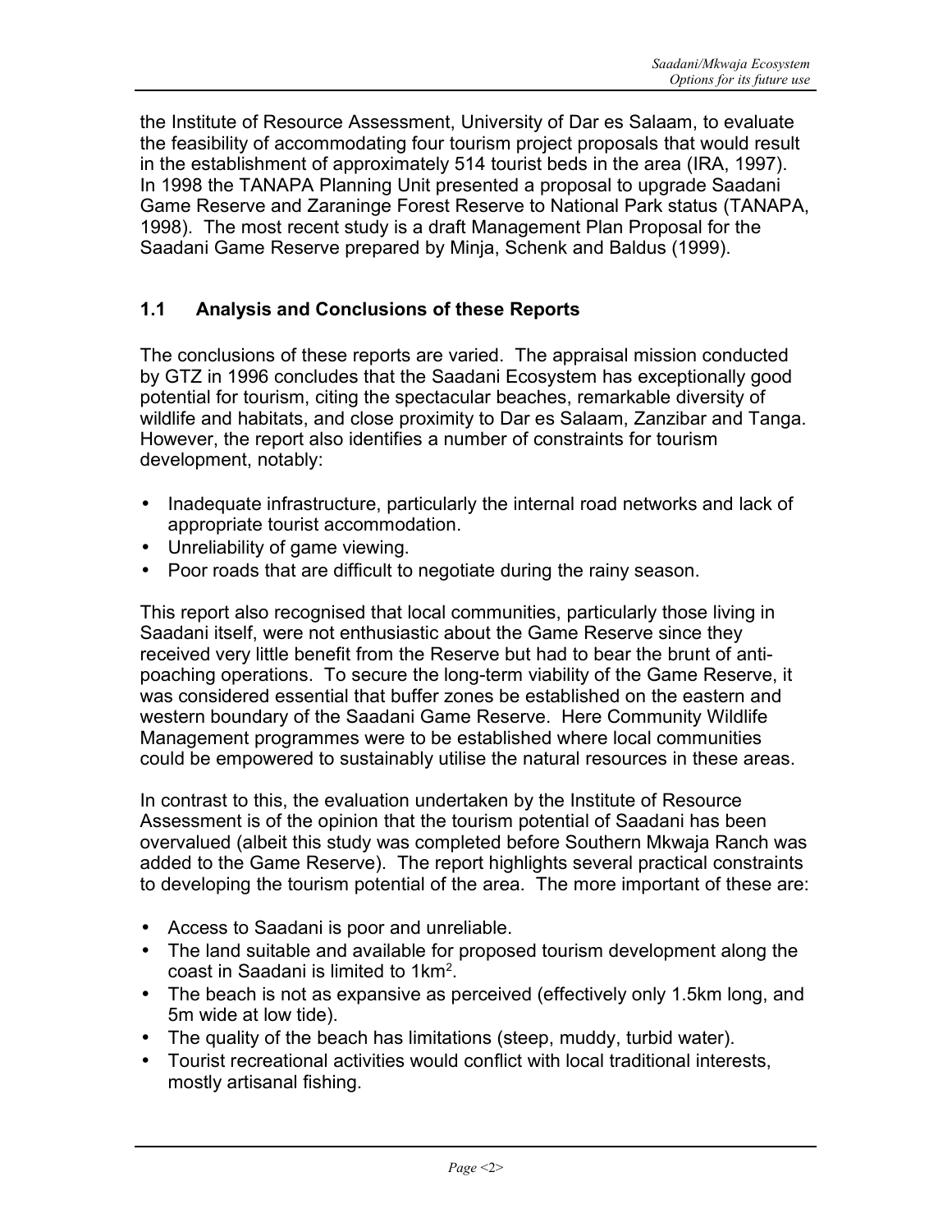the Institute of Resource Assessment, University of Dar es Salaam, to evaluate the feasibility of accommodating four tourism project proposals that would result in the establishment of approximately 514 tourist beds in the area (IRA, 1997). In 1998 the TANAPA Planning Unit presented a proposal to upgrade Saadani Game Reserve and Zaraninge Forest Reserve to National Park status (TANAPA, 1998). The most recent study is a draft Management Plan Proposal for the Saadani Game Reserve prepared by Minja, Schenk and Baldus (1999).

## 1.1 Analysis and Conclusions of these Reports

The conclusions of these reports are varied. The appraisal mission conducted by GTZ in 1996 concludes that the Saadani Ecosystem has exceptionally good potential for tourism, citing the spectacular beaches, remarkable diversity of wildlife and habitats, and close proximity to Dar es Salaam, Zanzibar and Tanga. However, the report also identifies a number of constraints for tourism development, notably:

- Inadequate infrastructure, particularly the internal road networks and lack of appropriate tourist accommodation.
- Unreliability of game viewing.
- Poor roads that are difficult to negotiate during the rainy season.

This report also recognised that local communities, particularly those living in Saadani itself, were not enthusiastic about the Game Reserve since they received very little benefit from the Reserve but had to bear the brunt of anti-poaching operations. To secure the long-term viability of the Game Reserve, it was considered essential that buffer zones be established on the eastern and western boundary of the Saadani Game Reserve. Here Community Wildlife Management programmes were to be established where local communities could be empowered to sustainably utilise the natural resources in these areas.

In contrast to this, the evaluation undertaken by the Institute of Resource Assessment is of the opinion that the tourism potential of Saadani has been overvalued (albeit this study was completed before Southern Mkwaja Ranch was added to the Game Reserve). The report highlights several practical constraints to developing the tourism potential of the area. The more important of these are:

- Access to Saadani is poor and unreliable.
- The land suitable and available for proposed tourism development along the coast in Saadani is limited to 1km$^2$.
- The beach is not as expansive as perceived (effectively only 1.5km long, and 5m wide at low tide).
- The quality of the beach has limitations (steep, muddy, turbid water).
- Tourist recreational activities would conflict with local traditional interests, mostly artisanal fishing.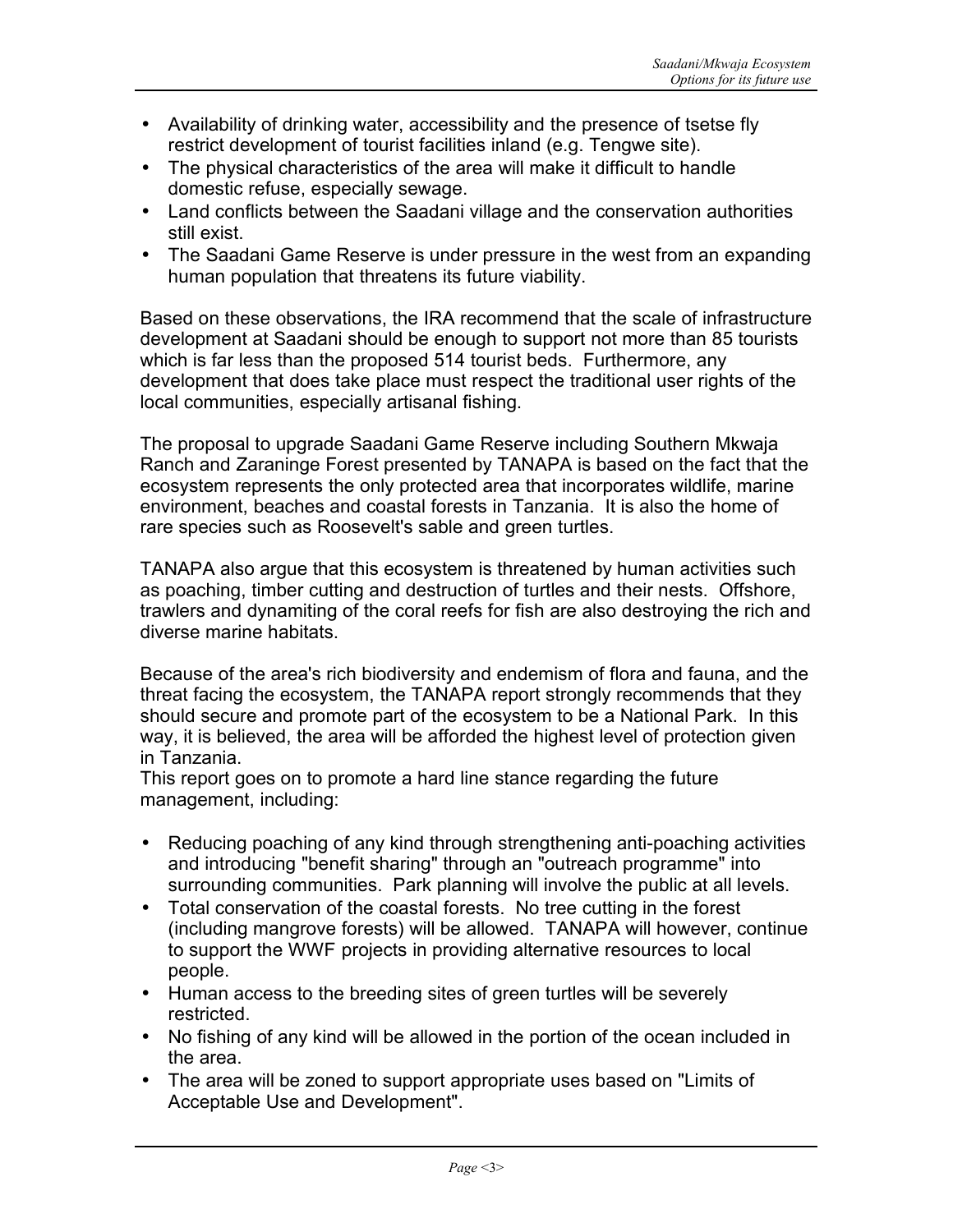- Availability of drinking water, accessibility and the presence of tsetse fly restrict development of tourist facilities inland (e.g. Tengwe site).
- The physical characteristics of the area will make it difficult to handle domestic refuse, especially sewage.
- Land conflicts between the Saadani village and the conservation authorities still exist.
- The Saadani Game Reserve is under pressure in the west from an expanding human population that threatens its future viability.

Based on these observations, the IRA recommend that the scale of infrastructure development at Saadani should be enough to support not more than 85 tourists which is far less than the proposed 514 tourist beds. Furthermore, any development that does take place must respect the traditional user rights of the local communities, especially artisanal fishing.

The proposal to upgrade Saadani Game Reserve including Southern Mkwaja Ranch and Zaraninge Forest presented by TANAPA is based on the fact that the ecosystem represents the only protected area that incorporates wildlife, marine environment, beaches and coastal forests in Tanzania. It is also the home of rare species such as Roosevelt's sable and green turtles.

TANAPA also argue that this ecosystem is threatened by human activities such as poaching, timber cutting and destruction of turtles and their nests. Offshore, trawlers and dynamiting of the coral reefs for fish are also destroying the rich and diverse marine habitats.

Because of the area's rich biodiversity and endemism of flora and fauna, and the threat facing the ecosystem, the TANAPA report strongly recommends that they should secure and promote part of the ecosystem to be a National Park. In this way, it is believed, the area will be afforded the highest level of protection given in Tanzania.
This report goes on to promote a hard line stance regarding the future management, including:

- Reducing poaching of any kind through strengthening anti-poaching activities and introducing "benefit sharing" through an "outreach programme" into surrounding communities. Park planning will involve the public at all levels.
- Total conservation of the coastal forests. No tree cutting in the forest (including mangrove forests) will be allowed. TANAPA will however, continue to support the WWF projects in providing alternative resources to local people.
- Human access to the breeding sites of green turtles will be severely restricted.
- No fishing of any kind will be allowed in the portion of the ocean included in the area.
- The area will be zoned to support appropriate uses based on "Limits of Acceptable Use and Development".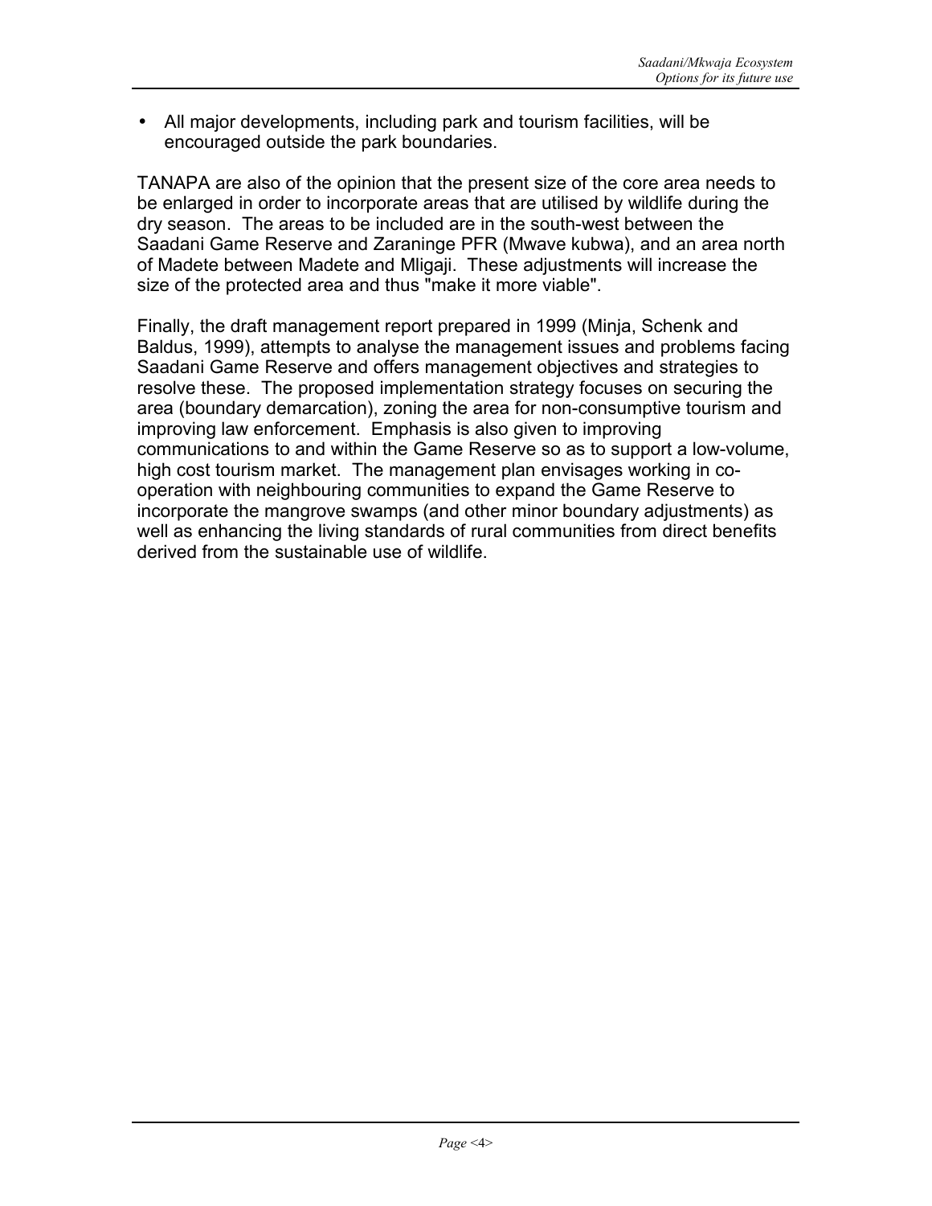- All major developments, including park and tourism facilities, will be encouraged outside the park boundaries.

TANAPA are also of the opinion that the present size of the core area needs to be enlarged in order to incorporate areas that are utilised by wildlife during the dry season. The areas to be included are in the south-west between the Saadani Game Reserve and Zaraninge PFR (Mwave kubwa), and an area north of Madete between Madete and Mligaji. These adjustments will increase the size of the protected area and thus "make it more viable".

Finally, the draft management report prepared in 1999 (Minja, Schenk and Baldus, 1999), attempts to analyse the management issues and problems facing Saadani Game Reserve and offers management objectives and strategies to resolve these. The proposed implementation strategy focuses on securing the area (boundary demarcation), zoning the area for non-consumptive tourism and improving law enforcement. Emphasis is also given to improving communications to and within the Game Reserve so as to support a low-volume, high cost tourism market. The management plan envisages working in co-operation with neighbouring communities to expand the Game Reserve to incorporate the mangrove swamps (and other minor boundary adjustments) as well as enhancing the living standards of rural communities from direct benefits derived from the sustainable use of wildlife.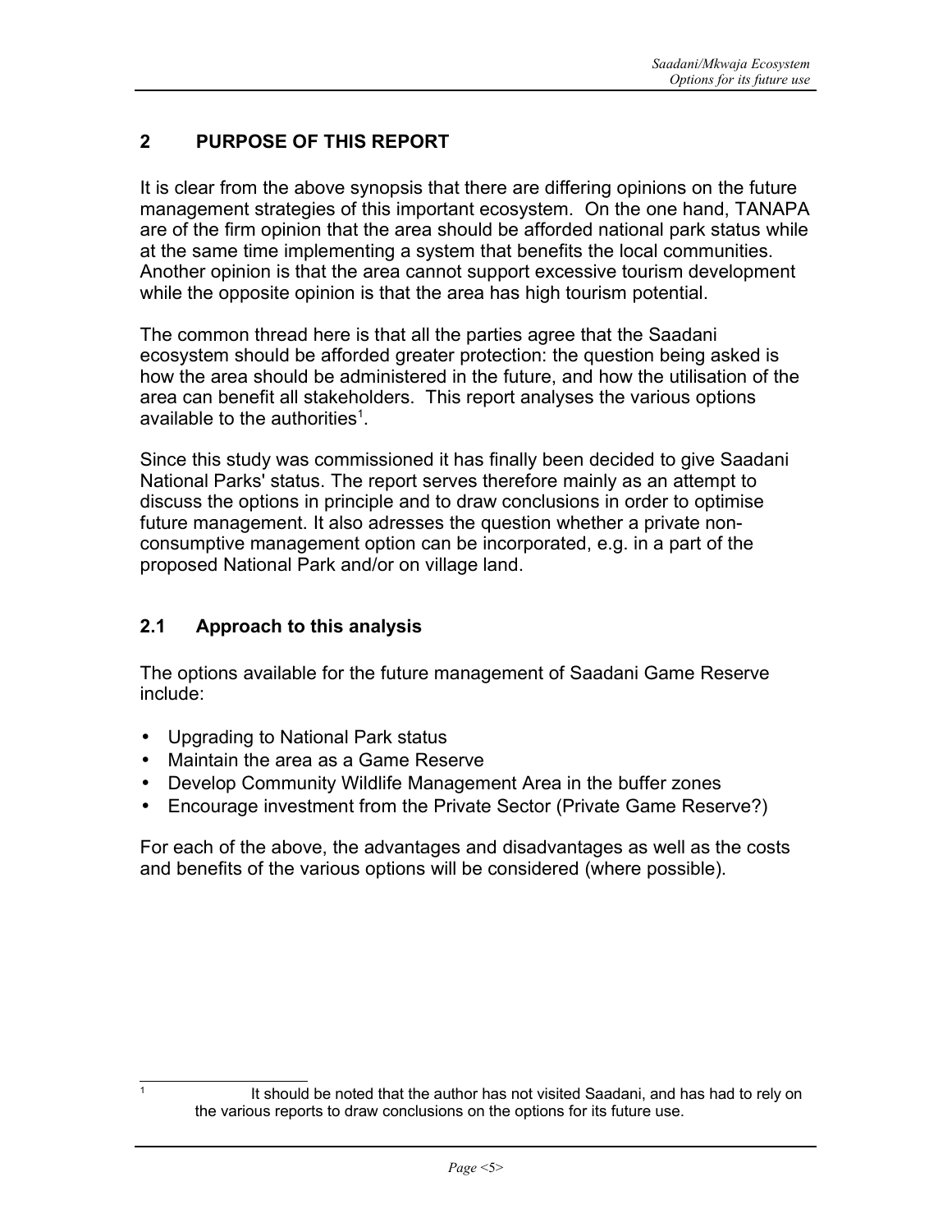## 2 PURPOSE OF THIS REPORT

It is clear from the above synopsis that there are differing opinions on the future management strategies of this important ecosystem. On the one hand, TANAPA are of the firm opinion that the area should be afforded national park status while at the same time implementing a system that benefits the local communities. Another opinion is that the area cannot support excessive tourism development while the opposite opinion is that the area has high tourism potential.

The common thread here is that all the parties agree that the Saadani ecosystem should be afforded greater protection: the question being asked is how the area should be administered in the future, and how the utilisation of the area can benefit all stakeholders. This report analyses the various options available to the authorities[1].

Since this study was commissioned it has finally been decided to give Saadani National Parks' status. The report serves therefore mainly as an attempt to discuss the options in principle and to draw conclusions in order to optimise future management. It also adresses the question whether a private non-consumptive management option can be incorporated, e.g. in a part of the proposed National Park and/or on village land.

### 2.1 Approach to this analysis

The options available for the future management of Saadani Game Reserve include:

- Upgrading to National Park status
- Maintain the area as a Game Reserve
- Develop Community Wildlife Management Area in the buffer zones
- Encourage investment from the Private Sector (Private Game Reserve?)

For each of the above, the advantages and disadvantages as well as the costs and benefits of the various options will be considered (where possible).

[1] It should be noted that the author has not visited Saadani, and has had to rely on the various reports to draw conclusions on the options for its future use.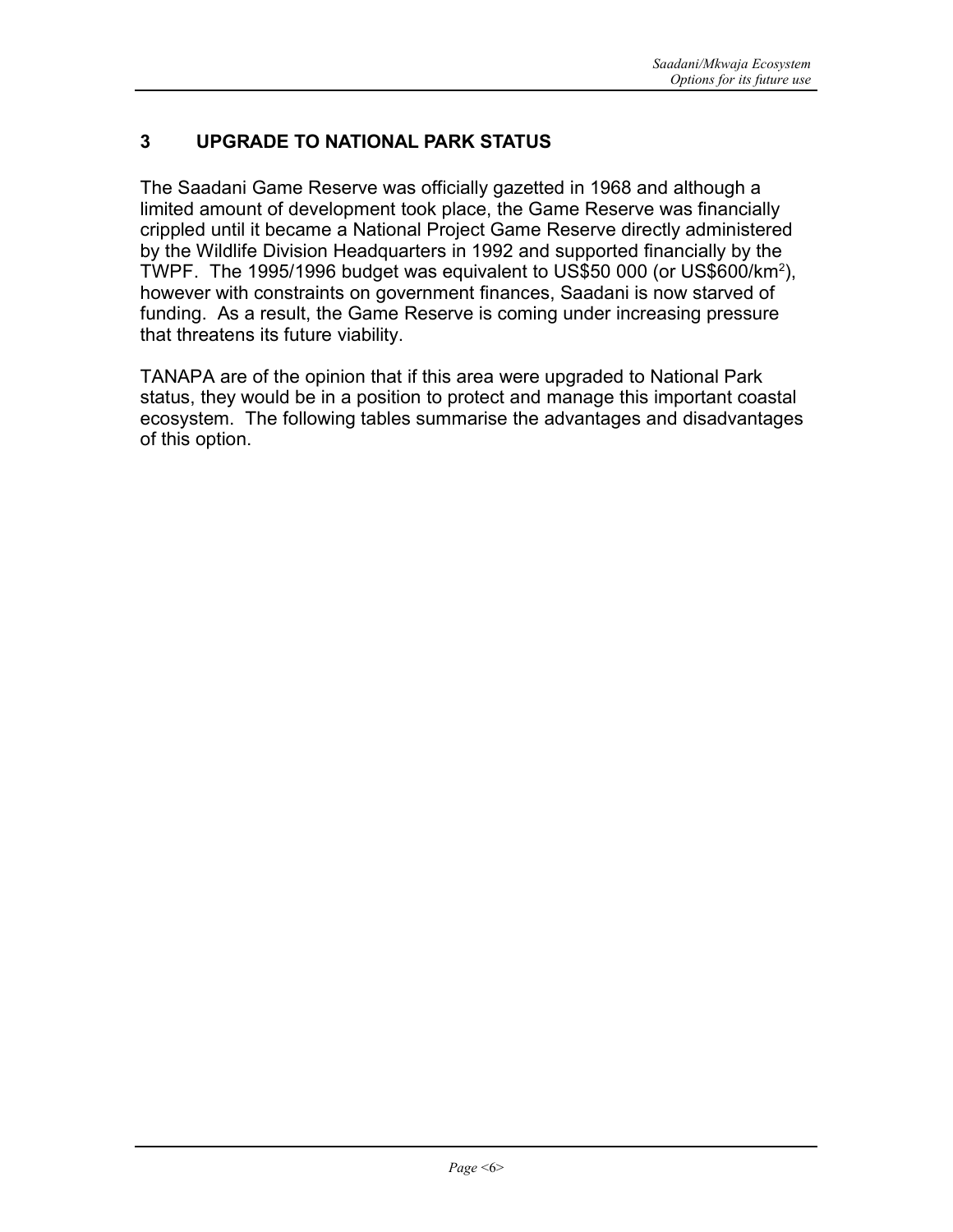## 3 UPGRADE TO NATIONAL PARK STATUS

The Saadani Game Reserve was officially gazetted in 1968 and although a limited amount of development took place, the Game Reserve was financially crippled until it became a National Project Game Reserve directly administered by the Wildlife Division Headquarters in 1992 and supported financially by the TWPF. The 1995/1996 budget was equivalent to US$50 000 (or US$600/km$^2$), however with constraints on government finances, Saadani is now starved of funding. As a result, the Game Reserve is coming under increasing pressure that threatens its future viability.

TANAPA are of the opinion that if this area were upgraded to National Park status, they would be in a position to protect and manage this important coastal ecosystem. The following tables summarise the advantages and disadvantages of this option.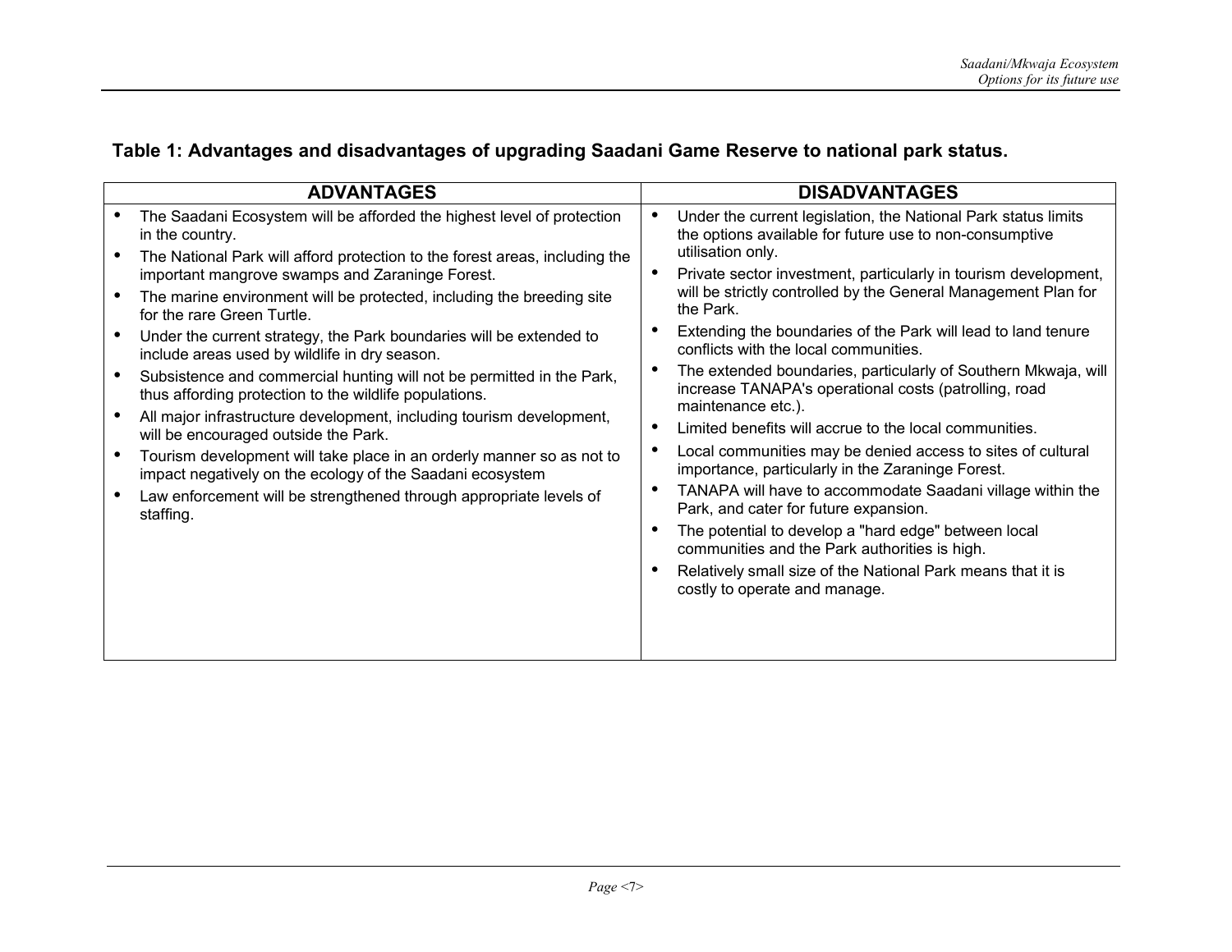**Table 1: Advantages and disadvantages of upgrading Saadani Game Reserve to national park status.**

| ADVANTAGES | DISADVANTAGES |
|---|---|
| • The Saadani Ecosystem will be afforded the highest level of protection in the country.<br>• The National Park will afford protection to the forest areas, including the important mangrove swamps and Zaraninge Forest.<br>• The marine environment will be protected, including the breeding site for the rare Green Turtle.<br>• Under the current strategy, the Park boundaries will be extended to include areas used by wildlife in dry season.<br>• Subsistence and commercial hunting will not be permitted in the Park, thus affording protection to the wildlife populations.<br>• All major infrastructure development, including tourism development, will be encouraged outside the Park.<br>• Tourism development will take place in an orderly manner so as not to impact negatively on the ecology of the Saadani ecosystem<br>• Law enforcement will be strengthened through appropriate levels of staffing. | • Under the current legislation, the National Park status limits the options available for future use to non-consumptive utilisation only.<br>• Private sector investment, particularly in tourism development, will be strictly controlled by the General Management Plan for the Park.<br>• Extending the boundaries of the Park will lead to land tenure conflicts with the local communities.<br>• The extended boundaries, particularly of Southern Mkwaja, will increase TANAPA's operational costs (patrolling, road maintenance etc.).<br>• Limited benefits will accrue to the local communities.<br>• Local communities may be denied access to sites of cultural importance, particularly in the Zaraninge Forest.<br>• TANAPA will have to accommodate Saadani village within the Park, and cater for future expansion.<br>• The potential to develop a "hard edge" between local communities and the Park authorities is high.<br>• Relatively small size of the National Park means that it is costly to operate and manage. |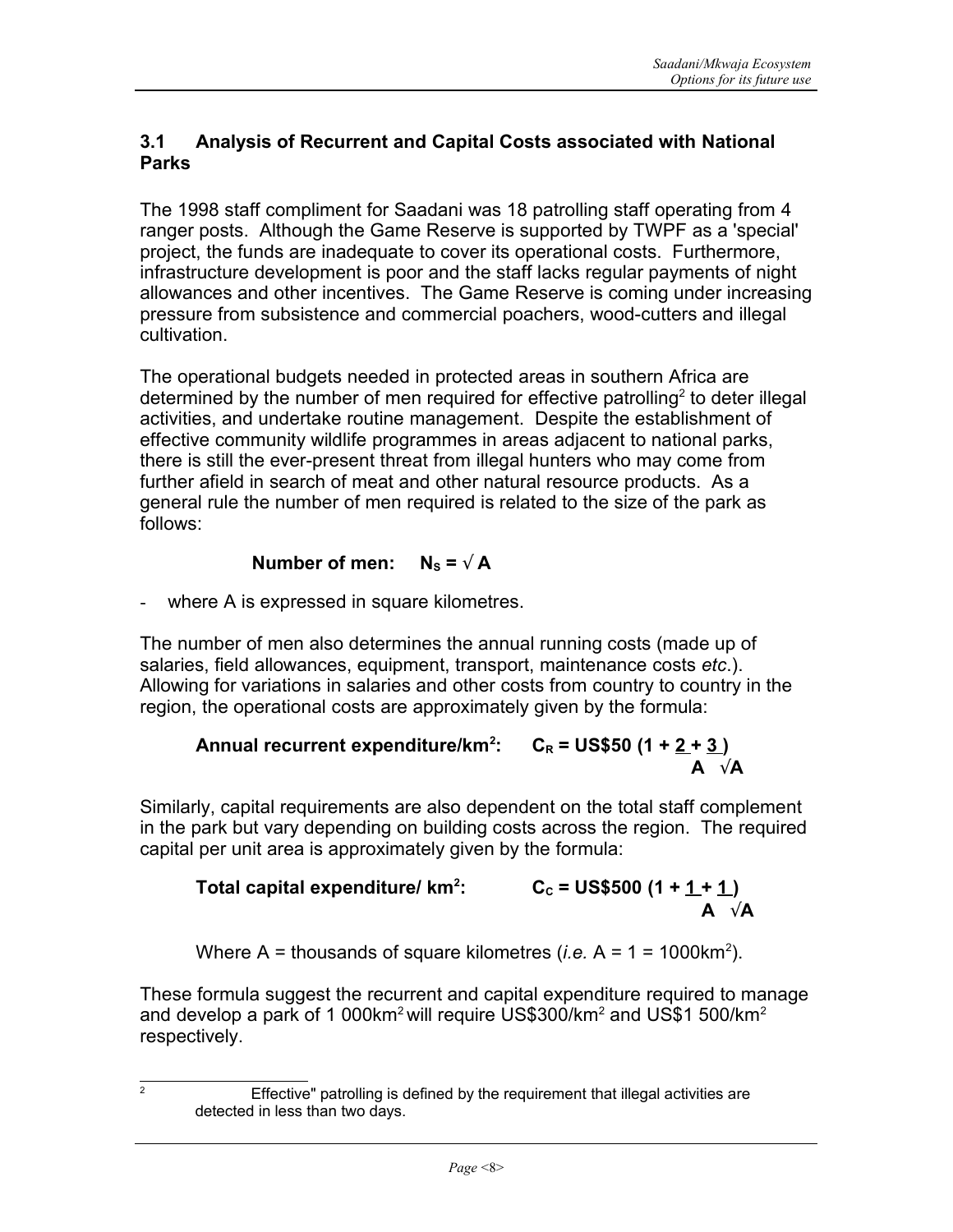### 3.1 Analysis of Recurrent and Capital Costs associated with National Parks

The 1998 staff compliment for Saadani was 18 patrolling staff operating from 4 ranger posts. Although the Game Reserve is supported by TWPF as a 'special' project, the funds are inadequate to cover its operational costs. Furthermore, infrastructure development is poor and the staff lacks regular payments of night allowances and other incentives. The Game Reserve is coming under increasing pressure from subsistence and commercial poachers, wood-cutters and illegal cultivation.

The operational budgets needed in protected areas in southern Africa are determined by the number of men required for effective patrolling[2] to deter illegal activities, and undertake routine management. Despite the establishment of effective community wildlife programmes in areas adjacent to national parks, there is still the ever-present threat from illegal hunters who may come from further afield in search of meat and other natural resource products. As a general rule the number of men required is related to the size of the park as follows:

**Number of men:** $N_S = \sqrt{A}$

- where A is expressed in square kilometres.

The number of men also determines the annual running costs (made up of salaries, field allowances, equipment, transport, maintenance costs *etc*.). Allowing for variations in salaries and other costs from country to country in the region, the operational costs are approximately given by the formula:

**Annual recurrent expenditure/km$^2$:** $C_R = US\$50 \left(1 + \frac{2}{A} + \frac{3}{\sqrt{A}}\right)$

Similarly, capital requirements are also dependent on the total staff complement in the park but vary depending on building costs across the region. The required capital per unit area is approximately given by the formula:

**Total capital expenditure/ km$^2$:** $C_C = US\$500 \left(1 + \frac{1}{A} + \frac{1}{\sqrt{A}}\right)$

Where A = thousands of square kilometres (*i.e.* A = 1 = 1000km$^2$).

These formula suggest the recurrent and capital expenditure required to manage and develop a park of 1 000km$^2$ will require US$300/km$^2$ and US$1 500/km$^2$ respectively.

---

[2] Effective" patrolling is defined by the requirement that illegal activities are detected in less than two days.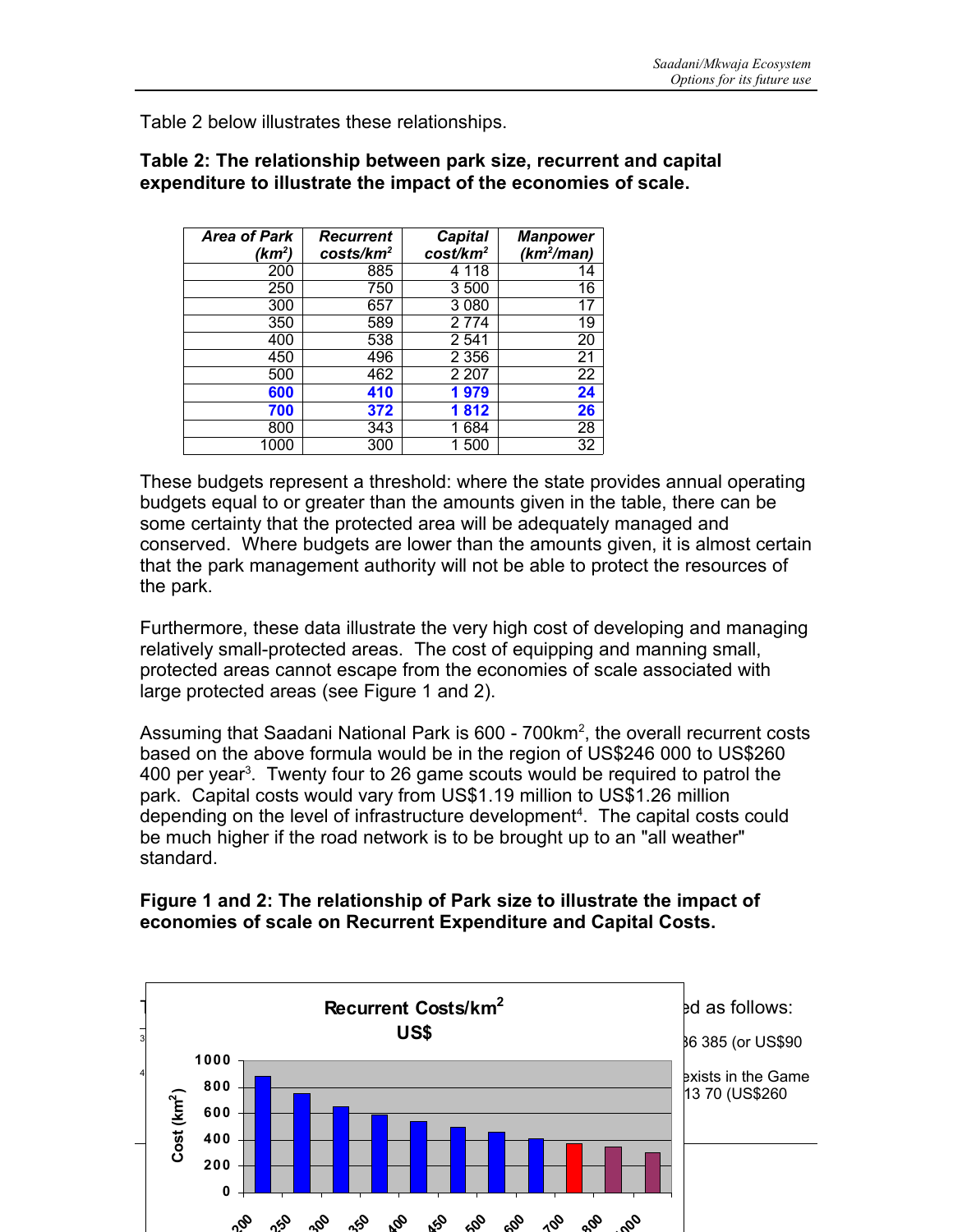Table 2 below illustrates these relationships.

**Table 2: The relationship between park size, recurrent and capital expenditure to illustrate the impact of the economies of scale.**

| *Area of Park (km²)* | *Recurrent costs/km²* | *Capital cost/km²* | *Manpower (km²/man)* |
|---|---|---|---|
| 200 | 885 | 4 118 | 14 |
| 250 | 750 | 3 500 | 16 |
| 300 | 657 | 3 080 | 17 |
| 350 | 589 | 2 774 | 19 |
| 400 | 538 | 2 541 | 20 |
| 450 | 496 | 2 356 | 21 |
| 500 | 462 | 2 207 | 22 |
| **600** | **410** | **1 979** | **24** |
| **700** | **372** | **1 812** | **26** |
| 800 | 343 | 1 684 | 28 |
| 1000 | 300 | 1 500 | 32 |

These budgets represent a threshold: where the state provides annual operating budgets equal to or greater than the amounts given in the table, there can be some certainty that the protected area will be adequately managed and conserved. Where budgets are lower than the amounts given, it is almost certain that the park management authority will not be able to protect the resources of the park.

Furthermore, these data illustrate the very high cost of developing and managing relatively small-protected areas. The cost of equipping and manning small, protected areas cannot escape from the economies of scale associated with large protected areas (see Figure 1 and 2).

Assuming that Saadani National Park is 600 - 700km², the overall recurrent costs based on the above formula would be in the region of US$246 000 to US$260 400 per year[3]. Twenty four to 26 game scouts would be required to patrol the park. Capital costs would vary from US$1.19 million to US$1.26 million depending on the level of infrastructure development[4]. The capital costs could be much higher if the road network is to be brought up to an "all weather" standard.

**Figure 1 and 2: The relationship of Park size to illustrate the impact of economies of scale on Recurrent Expenditure and Capital Costs.**

T... ...ed as follows:

[3] ...36 385 (or US$90

[4] ...exists in the Game ...13 70 (US$260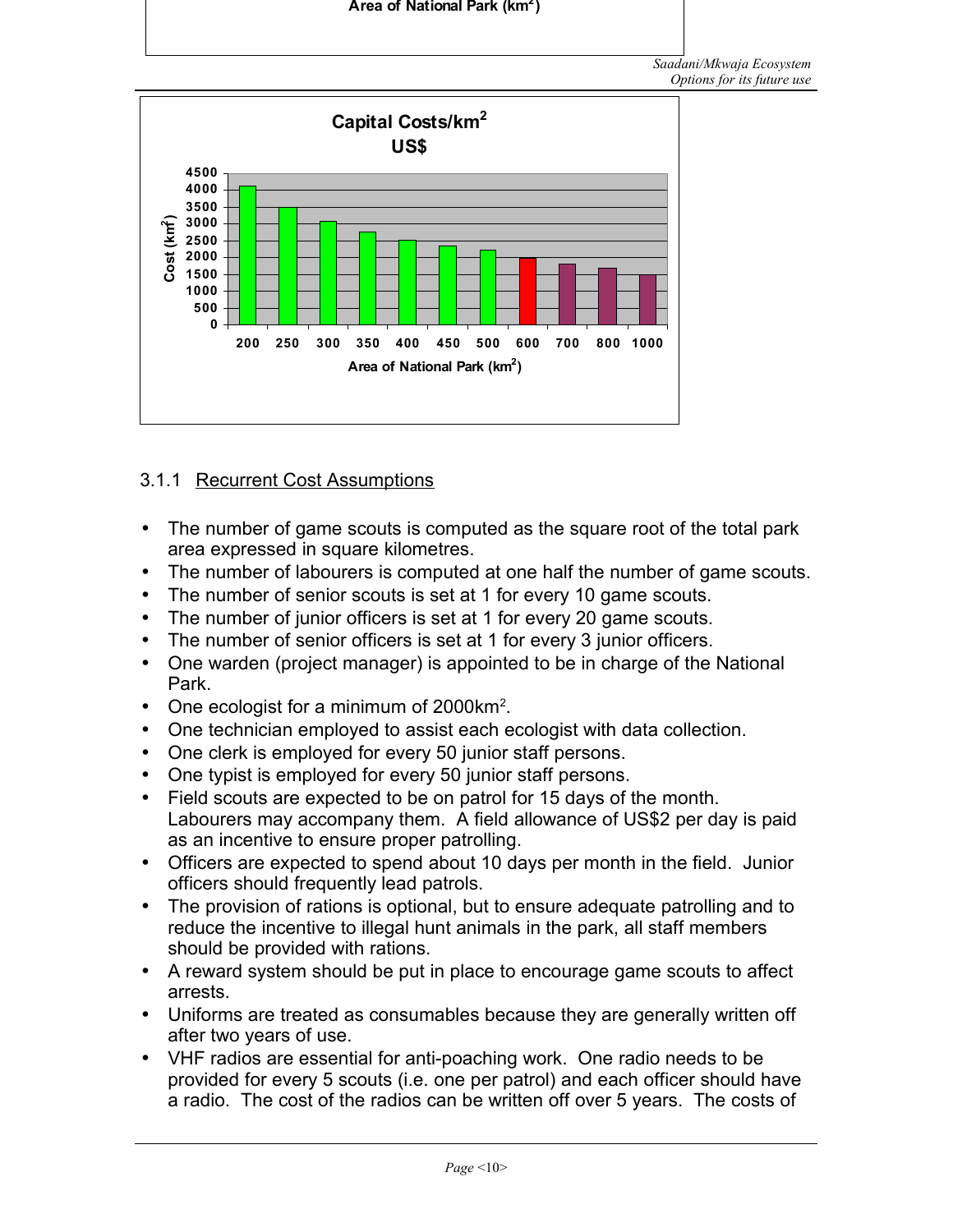Area of National Park ($km^2$)

**Capital Costs/$km^2$**
**US$**

| Area of National Park ($km^2$) | 200 | 250 | 300 | 350 | 400 | 450 | 500 | 600 | 700 | 800 | 1000 |
|---|---|---|---|---|---|---|---|---|---|---|---|

Cost ($km^2$): 0, 500, 1000, 1500, 2000, 2500, 3000, 3500, 4000, 4500

### 3.1.1 Recurrent Cost Assumptions

- The number of game scouts is computed as the square root of the total park area expressed in square kilometres.
- The number of labourers is computed at one half the number of game scouts.
- The number of senior scouts is set at 1 for every 10 game scouts.
- The number of junior officers is set at 1 for every 20 game scouts.
- The number of senior officers is set at 1 for every 3 junior officers.
- One warden (project manager) is appointed to be in charge of the National Park.
- One ecologist for a minimum of 2000$km^2$.
- One technician employed to assist each ecologist with data collection.
- One clerk is employed for every 50 junior staff persons.
- One typist is employed for every 50 junior staff persons.
- Field scouts are expected to be on patrol for 15 days of the month. Labourers may accompany them. A field allowance of US$2 per day is paid as an incentive to ensure proper patrolling.
- Officers are expected to spend about 10 days per month in the field. Junior officers should frequently lead patrols.
- The provision of rations is optional, but to ensure adequate patrolling and to reduce the incentive to illegal hunt animals in the park, all staff members should be provided with rations.
- A reward system should be put in place to encourage game scouts to affect arrests.
- Uniforms are treated as consumables because they are generally written off after two years of use.
- VHF radios are essential for anti-poaching work. One radio needs to be provided for every 5 scouts (i.e. one per patrol) and each officer should have a radio. The cost of the radios can be written off over 5 years. The costs of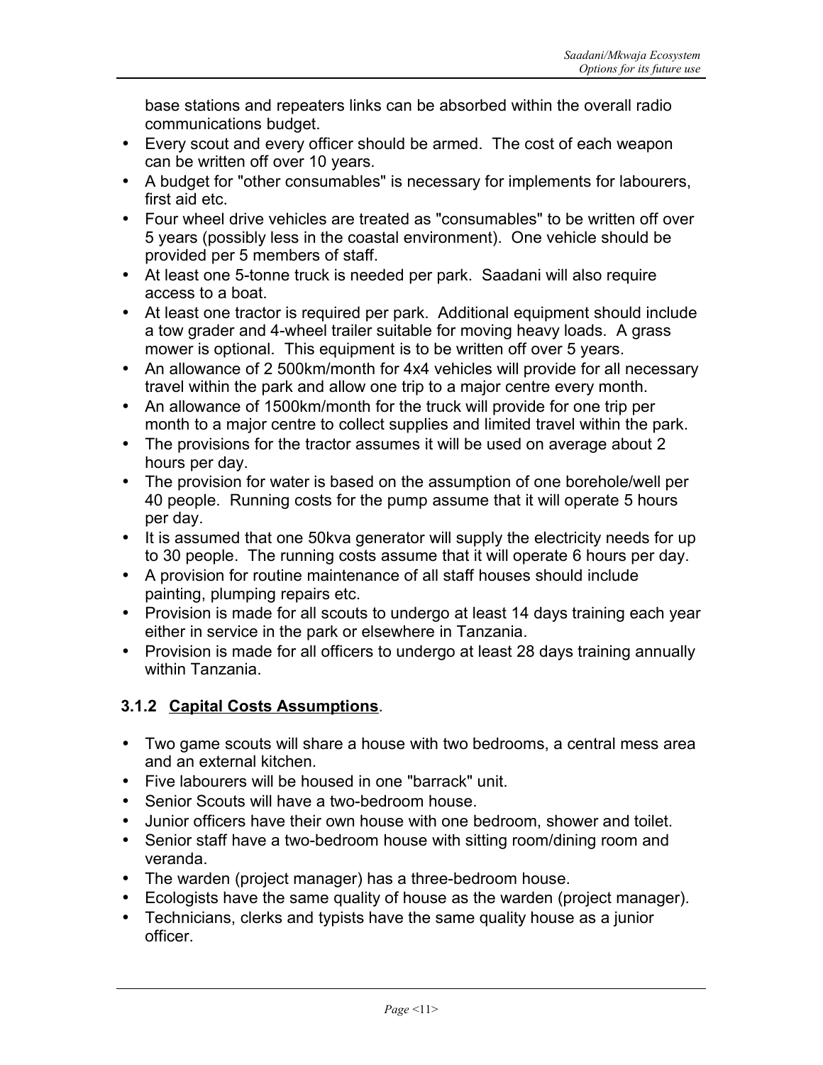base stations and repeaters links can be absorbed within the overall radio communications budget.

- Every scout and every officer should be armed. The cost of each weapon can be written off over 10 years.
- A budget for "other consumables" is necessary for implements for labourers, first aid etc.
- Four wheel drive vehicles are treated as "consumables" to be written off over 5 years (possibly less in the coastal environment). One vehicle should be provided per 5 members of staff.
- At least one 5-tonne truck is needed per park. Saadani will also require access to a boat.
- At least one tractor is required per park. Additional equipment should include a tow grader and 4-wheel trailer suitable for moving heavy loads. A grass mower is optional. This equipment is to be written off over 5 years.
- An allowance of 2 500km/month for 4x4 vehicles will provide for all necessary travel within the park and allow one trip to a major centre every month.
- An allowance of 1500km/month for the truck will provide for one trip per month to a major centre to collect supplies and limited travel within the park.
- The provisions for the tractor assumes it will be used on average about 2 hours per day.
- The provision for water is based on the assumption of one borehole/well per 40 people. Running costs for the pump assume that it will operate 5 hours per day.
- It is assumed that one 50kva generator will supply the electricity needs for up to 30 people. The running costs assume that it will operate 6 hours per day.
- A provision for routine maintenance of all staff houses should include painting, plumping repairs etc.
- Provision is made for all scouts to undergo at least 14 days training each year either in service in the park or elsewhere in Tanzania.
- Provision is made for all officers to undergo at least 28 days training annually within Tanzania.

### 3.1.2 <u>Capital Costs Assumptions</u>.

- Two game scouts will share a house with two bedrooms, a central mess area and an external kitchen.
- Five labourers will be housed in one "barrack" unit.
- Senior Scouts will have a two-bedroom house.
- Junior officers have their own house with one bedroom, shower and toilet.
- Senior staff have a two-bedroom house with sitting room/dining room and veranda.
- The warden (project manager) has a three-bedroom house.
- Ecologists have the same quality of house as the warden (project manager).
- Technicians, clerks and typists have the same quality house as a junior officer.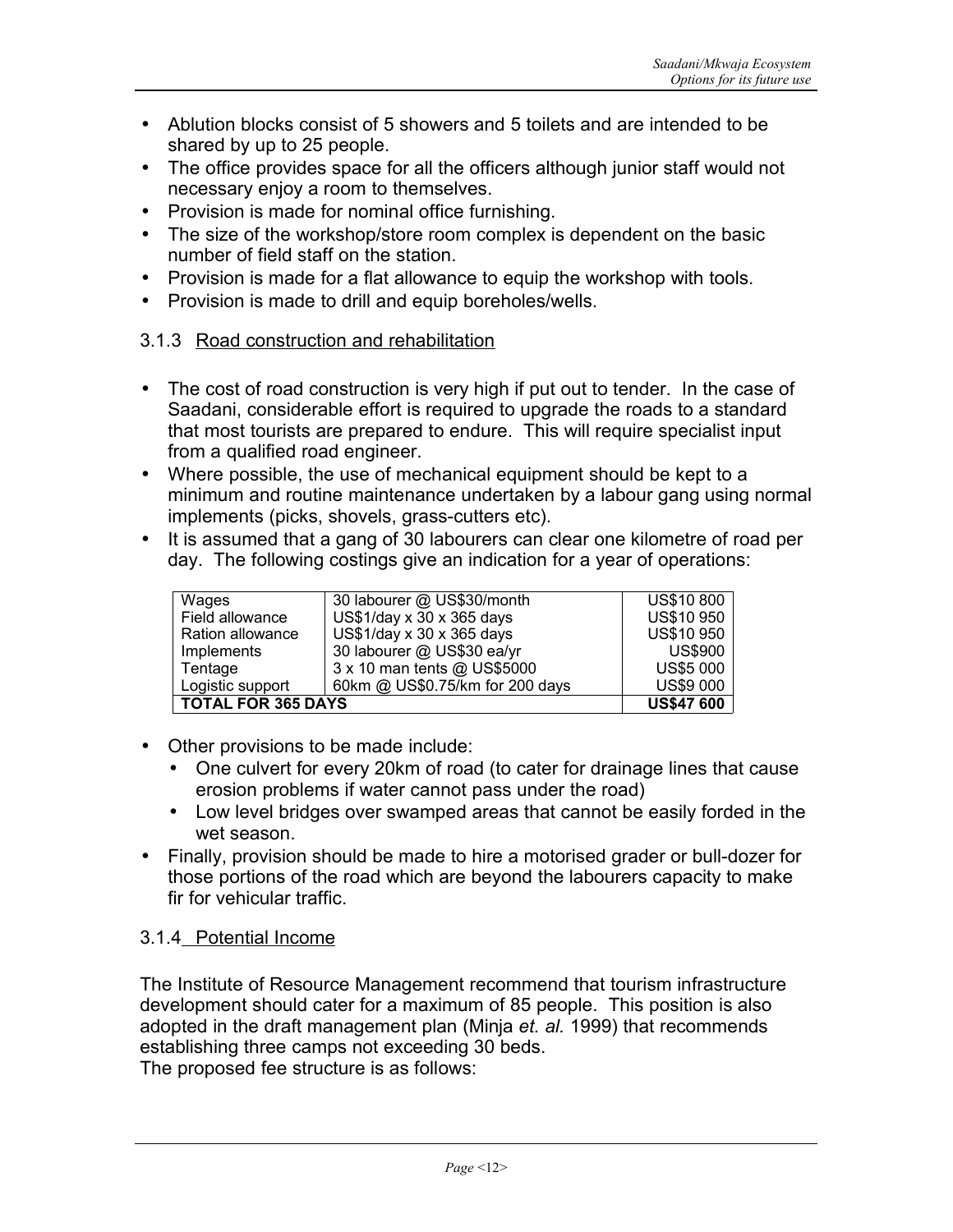- Ablution blocks consist of 5 showers and 5 toilets and are intended to be shared by up to 25 people.
- The office provides space for all the officers although junior staff would not necessary enjoy a room to themselves.
- Provision is made for nominal office furnishing.
- The size of the workshop/store room complex is dependent on the basic number of field staff on the station.
- Provision is made for a flat allowance to equip the workshop with tools.
- Provision is made to drill and equip boreholes/wells.

### 3.1.3 Road construction and rehabilitation

- The cost of road construction is very high if put out to tender. In the case of Saadani, considerable effort is required to upgrade the roads to a standard that most tourists are prepared to endure. This will require specialist input from a qualified road engineer.
- Where possible, the use of mechanical equipment should be kept to a minimum and routine maintenance undertaken by a labour gang using normal implements (picks, shovels, grass-cutters etc).
- It is assumed that a gang of 30 labourers can clear one kilometre of road per day. The following costings give an indication for a year of operations:

| | | |
|---|---|---|
| Wages | 30 labourer @ US$30/month | US$10 800 |
| Field allowance | US$1/day x 30 x 365 days | US$10 950 |
| Ration allowance | US$1/day x 30 x 365 days | US$10 950 |
| Implements | 30 labourer @ US$30 ea/yr | US$900 |
| Tentage | 3 x 10 man tents @ US$5000 | US$5 000 |
| Logistic support | 60km @ US$0.75/km for 200 days | US$9 000 |
| **TOTAL FOR 365 DAYS** | | **US$47 600** |

- Other provisions to be made include:
  - One culvert for every 20km of road (to cater for drainage lines that cause erosion problems if water cannot pass under the road)
  - Low level bridges over swamped areas that cannot be easily forded in the wet season.
- Finally, provision should be made to hire a motorised grader or bull-dozer for those portions of the road which are beyond the labourers capacity to make fir for vehicular traffic.

### 3.1.4 Potential Income

The Institute of Resource Management recommend that tourism infrastructure development should cater for a maximum of 85 people. This position is also adopted in the draft management plan (Minja *et. al.* 1999) that recommends establishing three camps not exceeding 30 beds.
The proposed fee structure is as follows: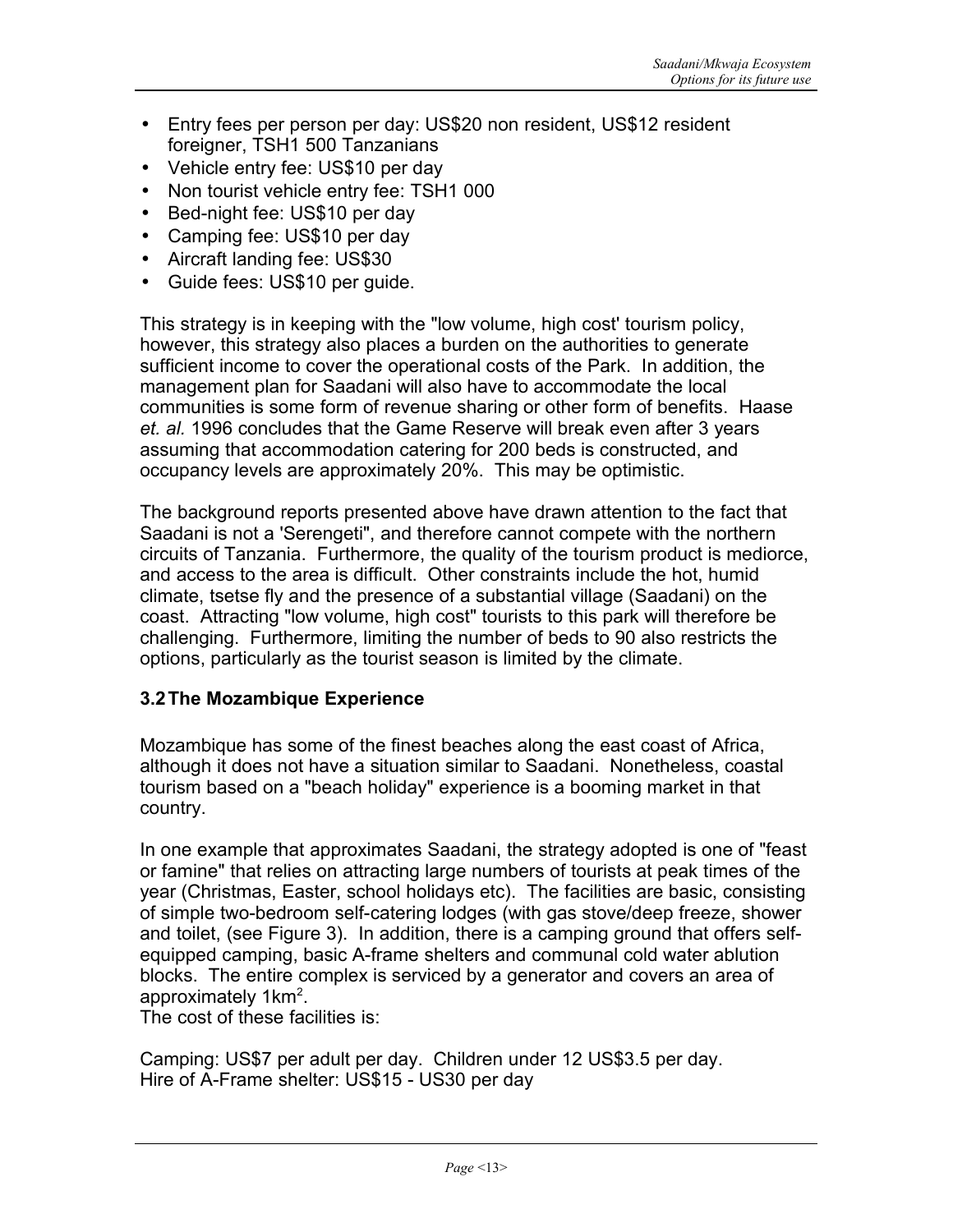- Entry fees per person per day: US$20 non resident, US$12 resident foreigner, TSH1 500 Tanzanians
- Vehicle entry fee: US$10 per day
- Non tourist vehicle entry fee: TSH1 000
- Bed-night fee: US$10 per day
- Camping fee: US$10 per day
- Aircraft landing fee: US$30
- Guide fees: US$10 per guide.

This strategy is in keeping with the "low volume, high cost' tourism policy, however, this strategy also places a burden on the authorities to generate sufficient income to cover the operational costs of the Park. In addition, the management plan for Saadani will also have to accommodate the local communities is some form of revenue sharing or other form of benefits. Haase *et. al.* 1996 concludes that the Game Reserve will break even after 3 years assuming that accommodation catering for 200 beds is constructed, and occupancy levels are approximately 20%. This may be optimistic.

The background reports presented above have drawn attention to the fact that Saadani is not a 'Serengeti", and therefore cannot compete with the northern circuits of Tanzania. Furthermore, the quality of the tourism product is mediorce, and access to the area is difficult. Other constraints include the hot, humid climate, tsetse fly and the presence of a substantial village (Saadani) on the coast. Attracting "low volume, high cost" tourists to this park will therefore be challenging. Furthermore, limiting the number of beds to 90 also restricts the options, particularly as the tourist season is limited by the climate.

### 3.2 The Mozambique Experience

Mozambique has some of the finest beaches along the east coast of Africa, although it does not have a situation similar to Saadani. Nonetheless, coastal tourism based on a "beach holiday" experience is a booming market in that country.

In one example that approximates Saadani, the strategy adopted is one of "feast or famine" that relies on attracting large numbers of tourists at peak times of the year (Christmas, Easter, school holidays etc). The facilities are basic, consisting of simple two-bedroom self-catering lodges (with gas stove/deep freeze, shower and toilet, (see Figure 3). In addition, there is a camping ground that offers self-equipped camping, basic A-frame shelters and communal cold water ablution blocks. The entire complex is serviced by a generator and covers an area of approximately 1km$^2$.

The cost of these facilities is:

Camping: US$7 per adult per day. Children under 12 US$3.5 per day.
Hire of A-Frame shelter: US$15 - US30 per day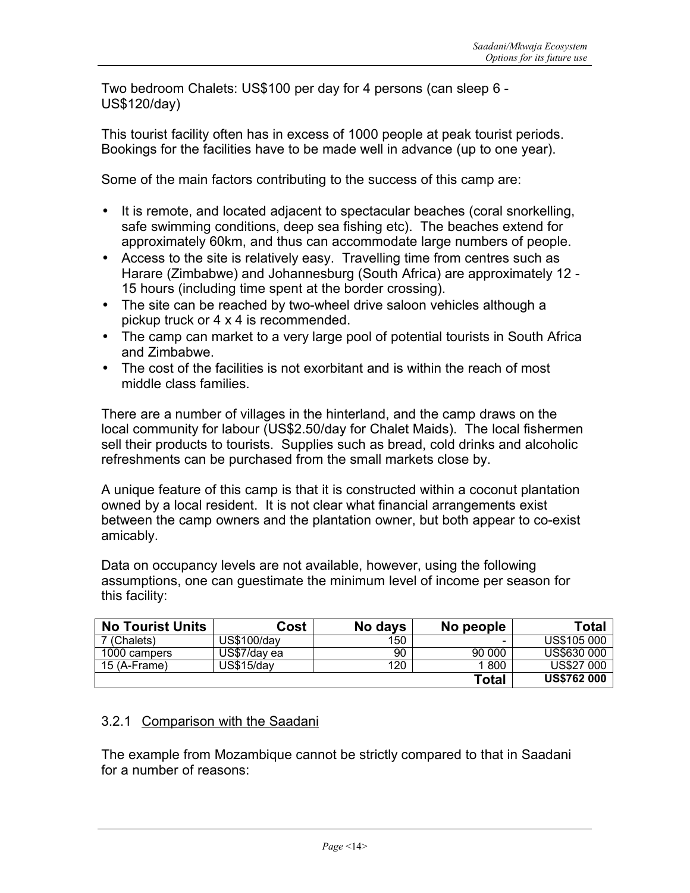Two bedroom Chalets: US$100 per day for 4 persons (can sleep 6 - US$120/day)

This tourist facility often has in excess of 1000 people at peak tourist periods. Bookings for the facilities have to be made well in advance (up to one year).

Some of the main factors contributing to the success of this camp are:

- It is remote, and located adjacent to spectacular beaches (coral snorkelling, safe swimming conditions, deep sea fishing etc). The beaches extend for approximately 60km, and thus can accommodate large numbers of people.
- Access to the site is relatively easy. Travelling time from centres such as Harare (Zimbabwe) and Johannesburg (South Africa) are approximately 12 - 15 hours (including time spent at the border crossing).
- The site can be reached by two-wheel drive saloon vehicles although a pickup truck or 4 x 4 is recommended.
- The camp can market to a very large pool of potential tourists in South Africa and Zimbabwe.
- The cost of the facilities is not exorbitant and is within the reach of most middle class families.

There are a number of villages in the hinterland, and the camp draws on the local community for labour (US$2.50/day for Chalet Maids). The local fishermen sell their products to tourists. Supplies such as bread, cold drinks and alcoholic refreshments can be purchased from the small markets close by.

A unique feature of this camp is that it is constructed within a coconut plantation owned by a local resident. It is not clear what financial arrangements exist between the camp owners and the plantation owner, but both appear to co-exist amicably.

Data on occupancy levels are not available, however, using the following assumptions, one can guestimate the minimum level of income per season for this facility:

| No Tourist Units | Cost | No days | No people | Total |
|---|---|---|---|---|
| 7 (Chalets) | US$100/day | 150 | - | US$105 000 |
| 1000 campers | US$7/day ea | 90 | 90 000 | US$630 000 |
| 15 (A-Frame) | US$15/day | 120 | 1 800 | US$27 000 |
| | | | **Total** | **US$762 000** |

### 3.2.1 Comparison with the Saadani

The example from Mozambique cannot be strictly compared to that in Saadani for a number of reasons: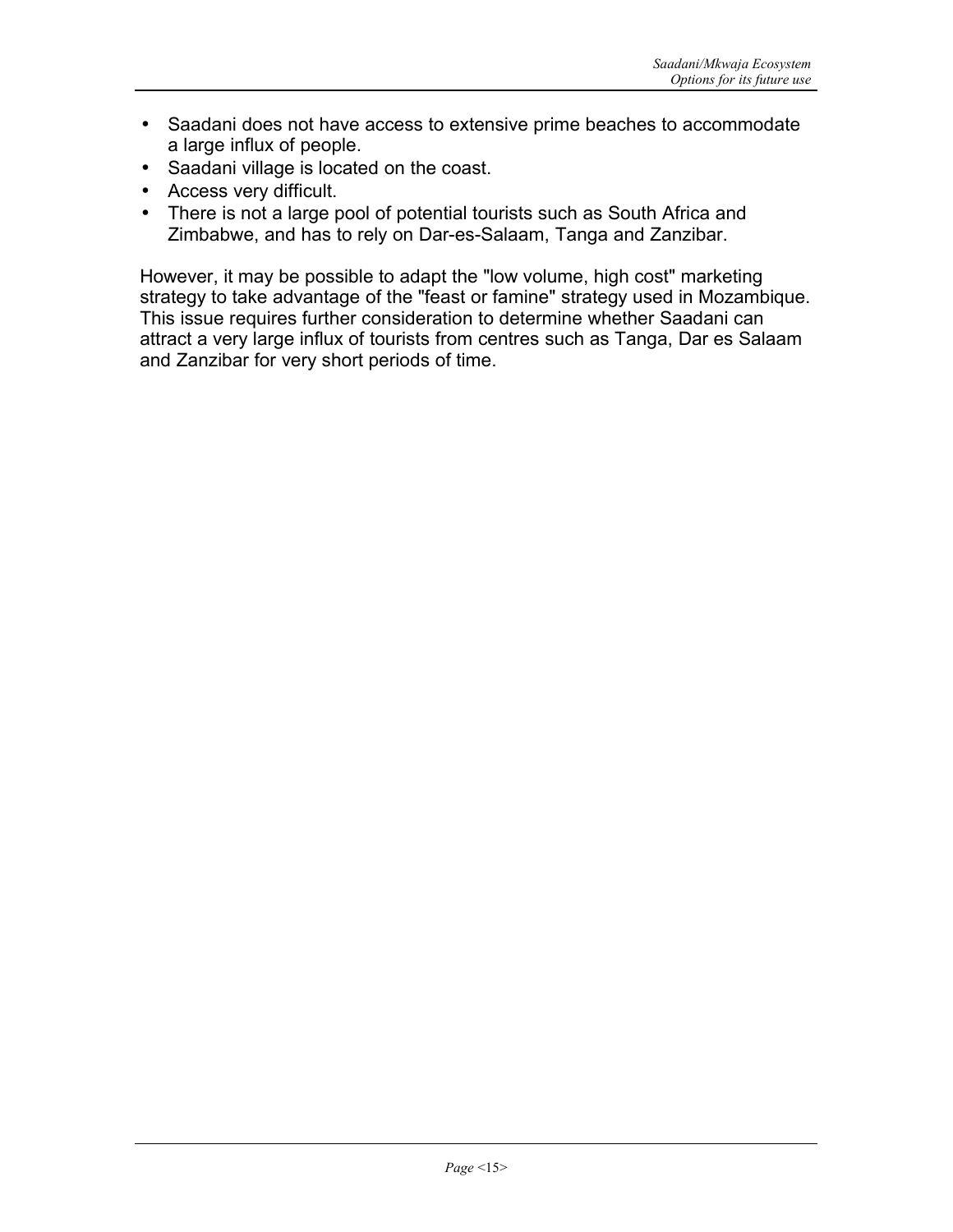- Saadani does not have access to extensive prime beaches to accommodate a large influx of people.
- Saadani village is located on the coast.
- Access very difficult.
- There is not a large pool of potential tourists such as South Africa and Zimbabwe, and has to rely on Dar-es-Salaam, Tanga and Zanzibar.

However, it may be possible to adapt the "low volume, high cost" marketing strategy to take advantage of the "feast or famine" strategy used in Mozambique. This issue requires further consideration to determine whether Saadani can attract a very large influx of tourists from centres such as Tanga, Dar es Salaam and Zanzibar for very short periods of time.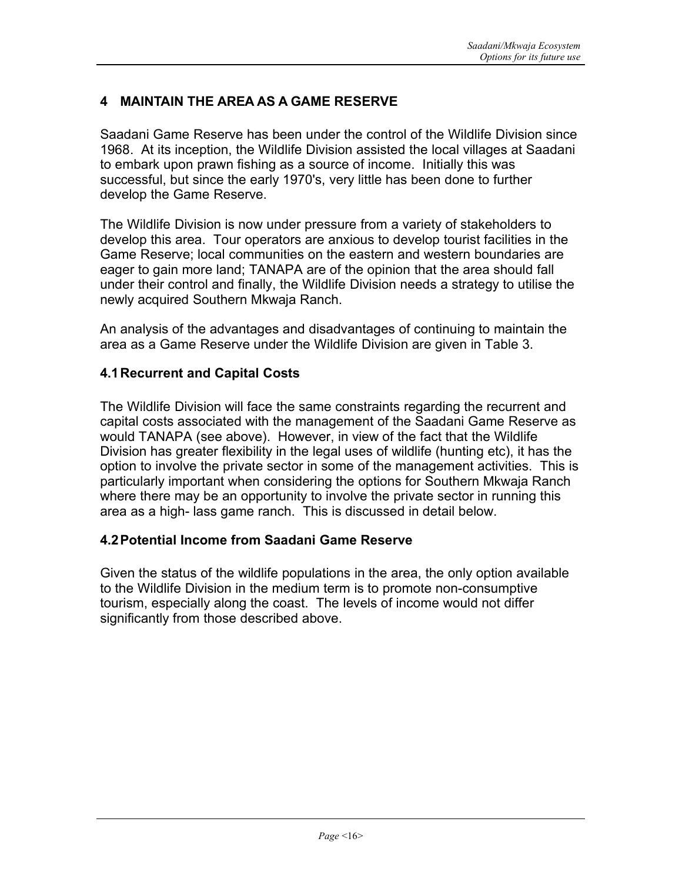# 4 MAINTAIN THE AREA AS A GAME RESERVE

Saadani Game Reserve has been under the control of the Wildlife Division since 1968. At its inception, the Wildlife Division assisted the local villages at Saadani to embark upon prawn fishing as a source of income. Initially this was successful, but since the early 1970's, very little has been done to further develop the Game Reserve.

The Wildlife Division is now under pressure from a variety of stakeholders to develop this area. Tour operators are anxious to develop tourist facilities in the Game Reserve; local communities on the eastern and western boundaries are eager to gain more land; TANAPA are of the opinion that the area should fall under their control and finally, the Wildlife Division needs a strategy to utilise the newly acquired Southern Mkwaja Ranch.

An analysis of the advantages and disadvantages of continuing to maintain the area as a Game Reserve under the Wildlife Division are given in Table 3.

## 4.1 Recurrent and Capital Costs

The Wildlife Division will face the same constraints regarding the recurrent and capital costs associated with the management of the Saadani Game Reserve as would TANAPA (see above). However, in view of the fact that the Wildlife Division has greater flexibility in the legal uses of wildlife (hunting etc), it has the option to involve the private sector in some of the management activities. This is particularly important when considering the options for Southern Mkwaja Ranch where there may be an opportunity to involve the private sector in running this area as a high- lass game ranch. This is discussed in detail below.

## 4.2 Potential Income from Saadani Game Reserve

Given the status of the wildlife populations in the area, the only option available to the Wildlife Division in the medium term is to promote non-consumptive tourism, especially along the coast. The levels of income would not differ significantly from those described above.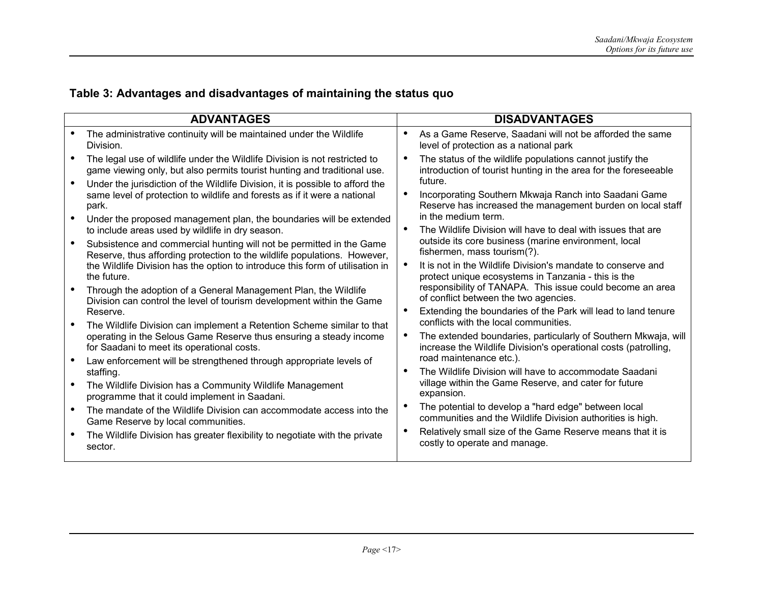## Table 3: Advantages and disadvantages of maintaining the status quo

| ADVANTAGES | DISADVANTAGES |
| --- | --- |
| • The administrative continuity will be maintained under the Wildlife Division.<br>• The legal use of wildlife under the Wildlife Division is not restricted to game viewing only, but also permits tourist hunting and traditional use.<br>• Under the jurisdiction of the Wildlife Division, it is possible to afford the same level of protection to wildlife and forests as if it were a national park.<br>• Under the proposed management plan, the boundaries will be extended to include areas used by wildlife in dry season.<br>• Subsistence and commercial hunting will not be permitted in the Game Reserve, thus affording protection to the wildlife populations. However, the Wildlife Division has the option to introduce this form of utilisation in the future.<br>• Through the adoption of a General Management Plan, the Wildlife Division can control the level of tourism development within the Game Reserve.<br>• The Wildlife Division can implement a Retention Scheme similar to that operating in the Selous Game Reserve thus ensuring a steady income for Saadani to meet its operational costs.<br>• Law enforcement will be strengthened through appropriate levels of staffing.<br>• The Wildlife Division has a Community Wildlife Management programme that it could implement in Saadani.<br>• The mandate of the Wildlife Division can accommodate access into the Game Reserve by local communities.<br>• The Wildlife Division has greater flexibility to negotiate with the private sector. | • As a Game Reserve, Saadani will not be afforded the same level of protection as a national park<br>• The status of the wildlife populations cannot justify the introduction of tourist hunting in the area for the foreseeable future.<br>• Incorporating Southern Mkwaja Ranch into Saadani Game Reserve has increased the management burden on local staff in the medium term.<br>• The Wildlife Division will have to deal with issues that are outside its core business (marine environment, local fishermen, mass tourism(?).<br>• It is not in the Wildlife Division's mandate to conserve and protect unique ecosystems in Tanzania - this is the responsibility of TANAPA. This issue could become an area of conflict between the two agencies.<br>• Extending the boundaries of the Park will lead to land tenure conflicts with the local communities.<br>• The extended boundaries, particularly of Southern Mkwaja, will increase the Wildlife Division's operational costs (patrolling, road maintenance etc.).<br>• The Wildlife Division will have to accommodate Saadani village within the Game Reserve, and cater for future expansion.<br>• The potential to develop a "hard edge" between local communities and the Wildlife Division authorities is high.<br>• Relatively small size of the Game Reserve means that it is costly to operate and manage. |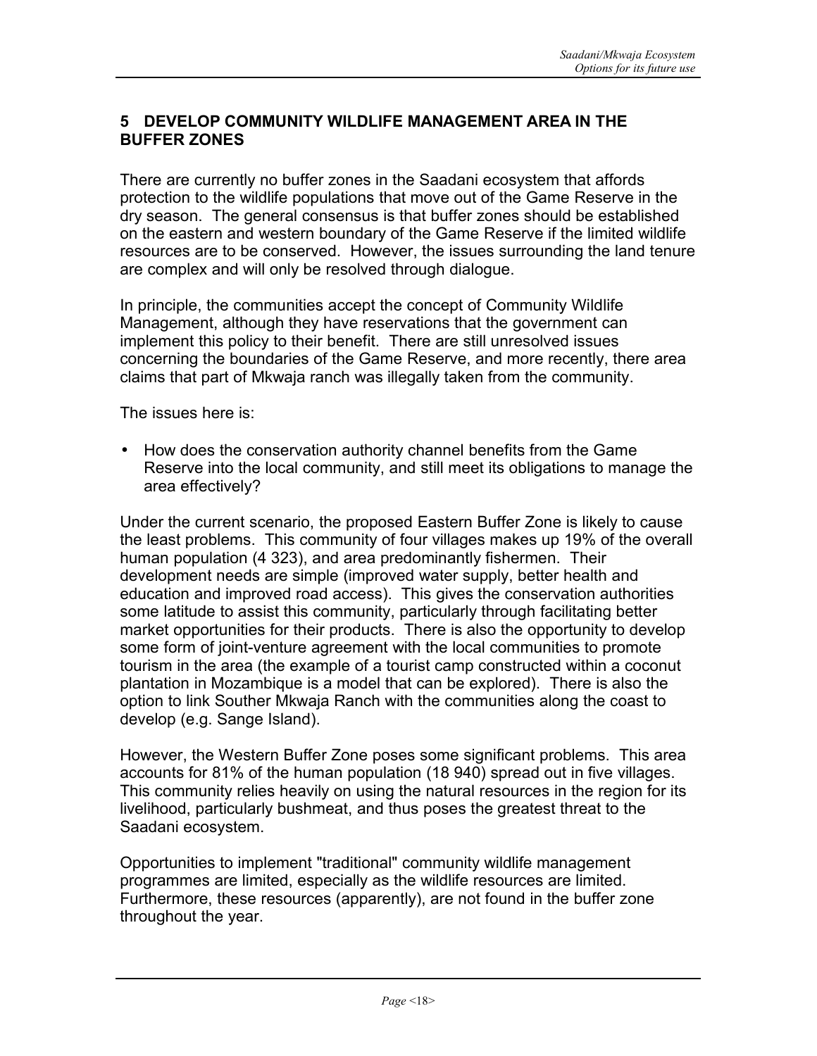## 5 DEVELOP COMMUNITY WILDLIFE MANAGEMENT AREA IN THE BUFFER ZONES

There are currently no buffer zones in the Saadani ecosystem that affords protection to the wildlife populations that move out of the Game Reserve in the dry season. The general consensus is that buffer zones should be established on the eastern and western boundary of the Game Reserve if the limited wildlife resources are to be conserved. However, the issues surrounding the land tenure are complex and will only be resolved through dialogue.

In principle, the communities accept the concept of Community Wildlife Management, although they have reservations that the government can implement this policy to their benefit. There are still unresolved issues concerning the boundaries of the Game Reserve, and more recently, there area claims that part of Mkwaja ranch was illegally taken from the community.

The issues here is:

- How does the conservation authority channel benefits from the Game Reserve into the local community, and still meet its obligations to manage the area effectively?

Under the current scenario, the proposed Eastern Buffer Zone is likely to cause the least problems. This community of four villages makes up 19% of the overall human population (4 323), and area predominantly fishermen. Their development needs are simple (improved water supply, better health and education and improved road access). This gives the conservation authorities some latitude to assist this community, particularly through facilitating better market opportunities for their products. There is also the opportunity to develop some form of joint-venture agreement with the local communities to promote tourism in the area (the example of a tourist camp constructed within a coconut plantation in Mozambique is a model that can be explored). There is also the option to link Souther Mkwaja Ranch with the communities along the coast to develop (e.g. Sange Island).

However, the Western Buffer Zone poses some significant problems. This area accounts for 81% of the human population (18 940) spread out in five villages. This community relies heavily on using the natural resources in the region for its livelihood, particularly bushmeat, and thus poses the greatest threat to the Saadani ecosystem.

Opportunities to implement "traditional" community wildlife management programmes are limited, especially as the wildlife resources are limited. Furthermore, these resources (apparently), are not found in the buffer zone throughout the year.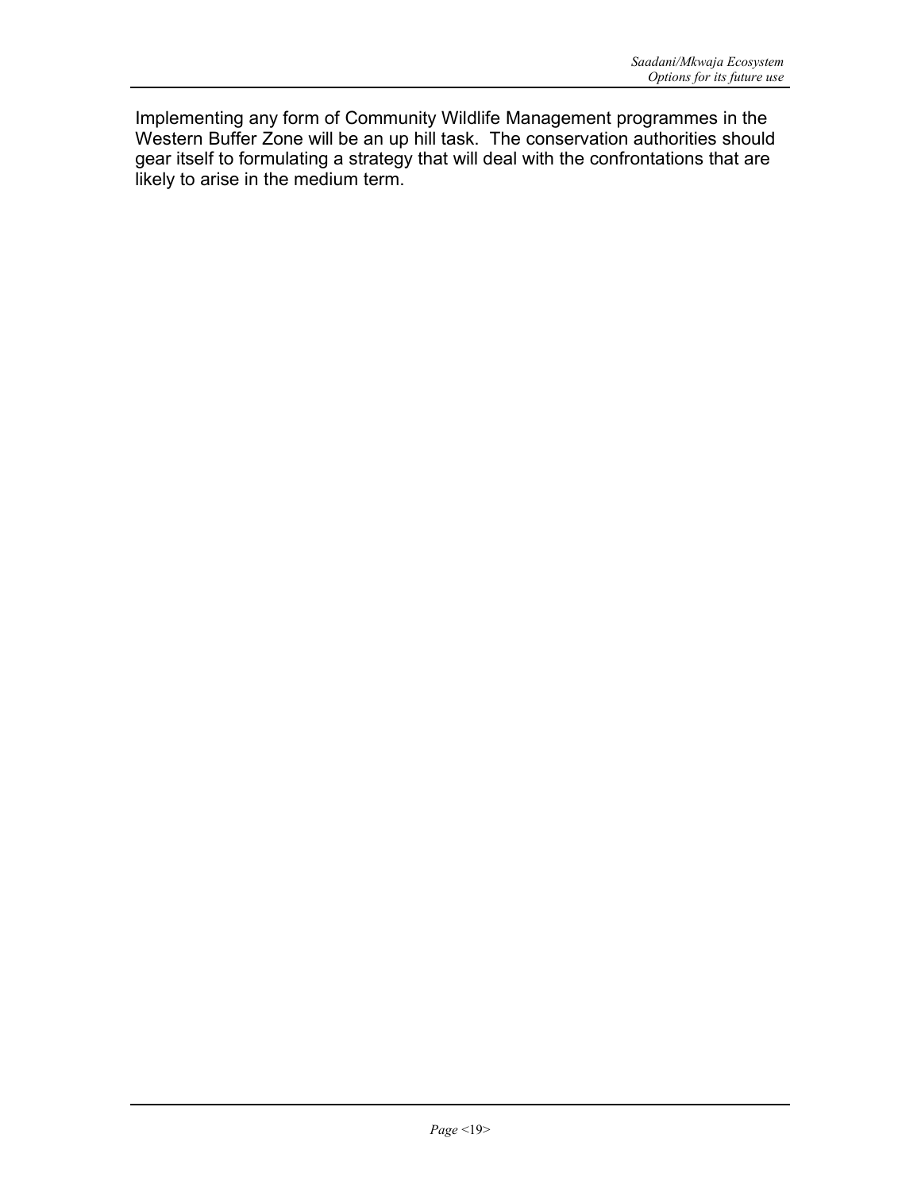Implementing any form of Community Wildlife Management programmes in the Western Buffer Zone will be an up hill task. The conservation authorities should gear itself to formulating a strategy that will deal with the confrontations that are likely to arise in the medium term.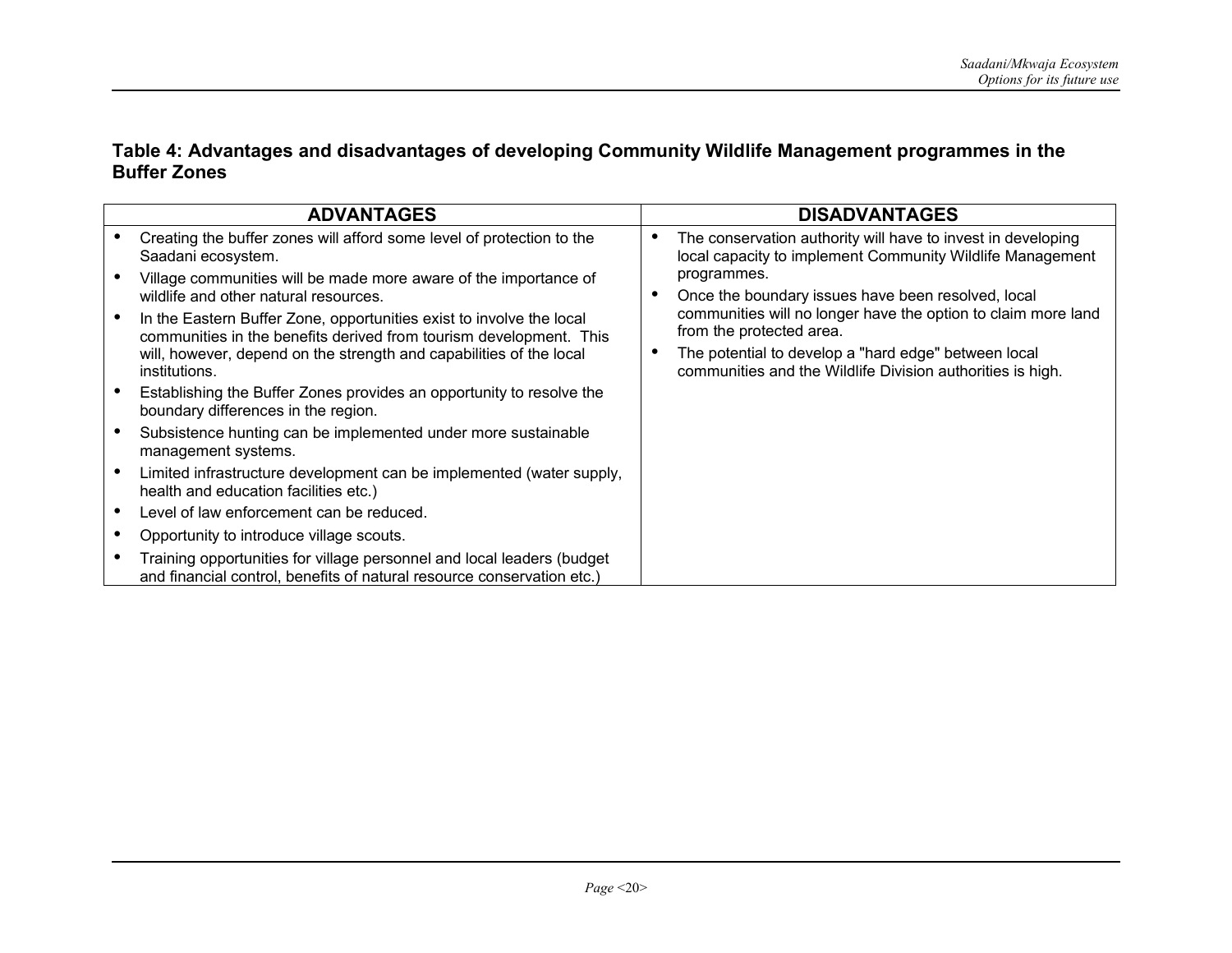**Table 4: Advantages and disadvantages of developing Community Wildlife Management programmes in the Buffer Zones**

| ADVANTAGES | DISADVANTAGES |
|---|---|
| • Creating the buffer zones will afford some level of protection to the Saadani ecosystem.<br>• Village communities will be made more aware of the importance of wildlife and other natural resources.<br>• In the Eastern Buffer Zone, opportunities exist to involve the local communities in the benefits derived from tourism development. This will, however, depend on the strength and capabilities of the local institutions.<br>• Establishing the Buffer Zones provides an opportunity to resolve the boundary differences in the region.<br>• Subsistence hunting can be implemented under more sustainable management systems.<br>• Limited infrastructure development can be implemented (water supply, health and education facilities etc.)<br>• Level of law enforcement can be reduced.<br>• Opportunity to introduce village scouts.<br>• Training opportunities for village personnel and local leaders (budget and financial control, benefits of natural resource conservation etc.) | • The conservation authority will have to invest in developing local capacity to implement Community Wildlife Management programmes.<br>• Once the boundary issues have been resolved, local communities will no longer have the option to claim more land from the protected area.<br>• The potential to develop a "hard edge" between local communities and the Wildlife Division authorities is high. |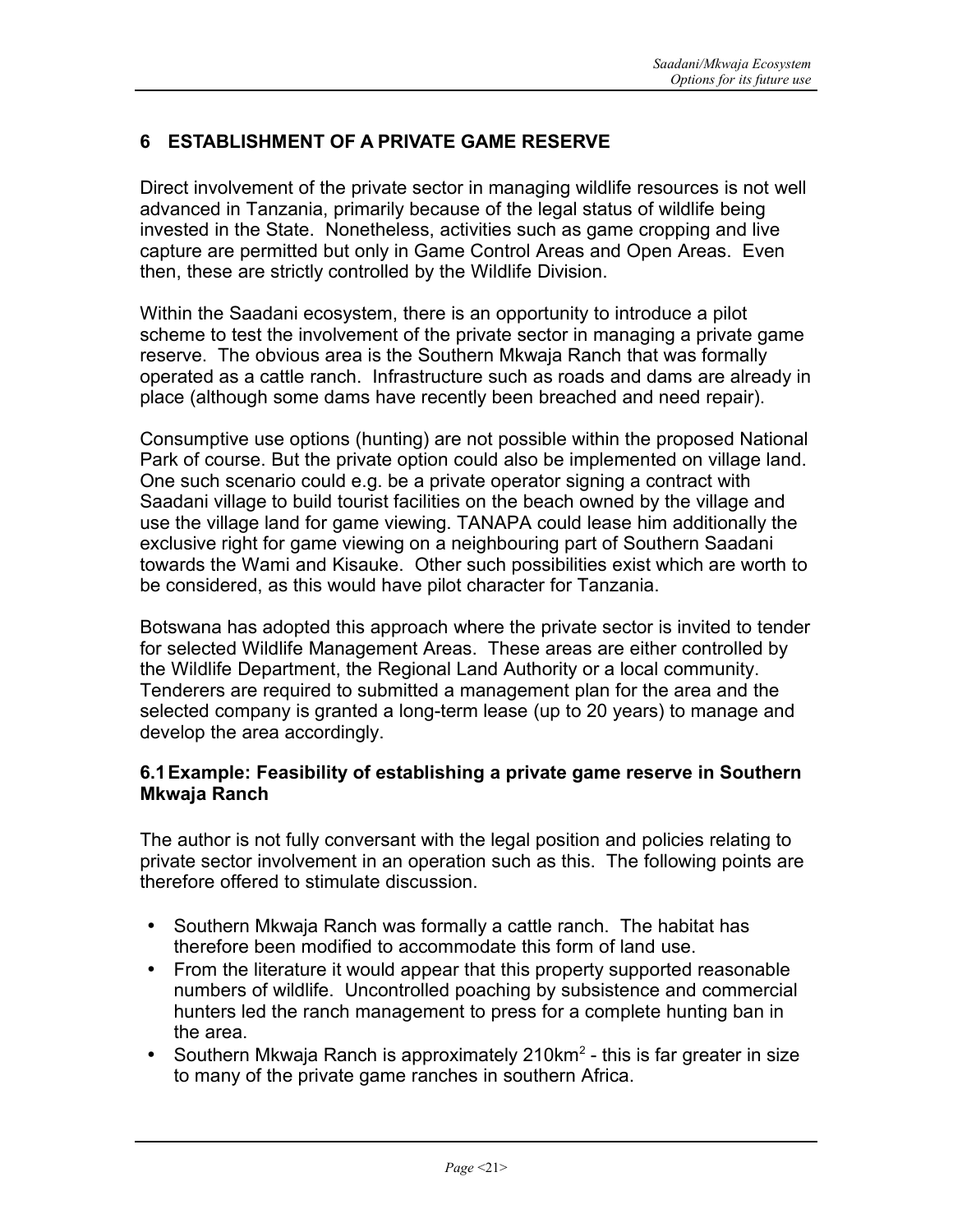## 6 ESTABLISHMENT OF A PRIVATE GAME RESERVE

Direct involvement of the private sector in managing wildlife resources is not well advanced in Tanzania, primarily because of the legal status of wildlife being invested in the State. Nonetheless, activities such as game cropping and live capture are permitted but only in Game Control Areas and Open Areas. Even then, these are strictly controlled by the Wildlife Division.

Within the Saadani ecosystem, there is an opportunity to introduce a pilot scheme to test the involvement of the private sector in managing a private game reserve. The obvious area is the Southern Mkwaja Ranch that was formally operated as a cattle ranch. Infrastructure such as roads and dams are already in place (although some dams have recently been breached and need repair).

Consumptive use options (hunting) are not possible within the proposed National Park of course. But the private option could also be implemented on village land. One such scenario could e.g. be a private operator signing a contract with Saadani village to build tourist facilities on the beach owned by the village and use the village land for game viewing. TANAPA could lease him additionally the exclusive right for game viewing on a neighbouring part of Southern Saadani towards the Wami and Kisauke. Other such possibilities exist which are worth to be considered, as this would have pilot character for Tanzania.

Botswana has adopted this approach where the private sector is invited to tender for selected Wildlife Management Areas. These areas are either controlled by the Wildlife Department, the Regional Land Authority or a local community. Tenderers are required to submitted a management plan for the area and the selected company is granted a long-term lease (up to 20 years) to manage and develop the area accordingly.

### 6.1 Example: Feasibility of establishing a private game reserve in Southern Mkwaja Ranch

The author is not fully conversant with the legal position and policies relating to private sector involvement in an operation such as this. The following points are therefore offered to stimulate discussion.

- Southern Mkwaja Ranch was formally a cattle ranch. The habitat has therefore been modified to accommodate this form of land use.
- From the literature it would appear that this property supported reasonable numbers of wildlife. Uncontrolled poaching by subsistence and commercial hunters led the ranch management to press for a complete hunting ban in the area.
- Southern Mkwaja Ranch is approximately $210km^2$ - this is far greater in size to many of the private game ranches in southern Africa.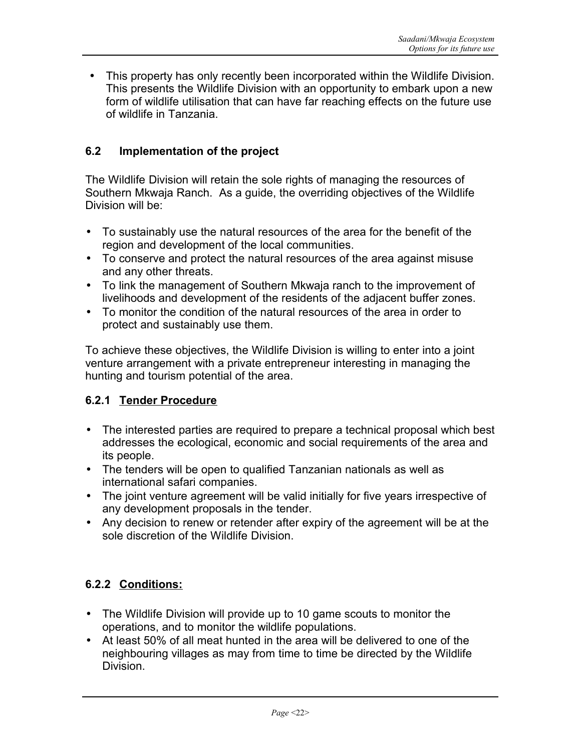- This property has only recently been incorporated within the Wildlife Division. This presents the Wildlife Division with an opportunity to embark upon a new form of wildlife utilisation that can have far reaching effects on the future use of wildlife in Tanzania.

### 6.2 Implementation of the project

The Wildlife Division will retain the sole rights of managing the resources of Southern Mkwaja Ranch. As a guide, the overriding objectives of the Wildlife Division will be:

- To sustainably use the natural resources of the area for the benefit of the region and development of the local communities.
- To conserve and protect the natural resources of the area against misuse and any other threats.
- To link the management of Southern Mkwaja ranch to the improvement of livelihoods and development of the residents of the adjacent buffer zones.
- To monitor the condition of the natural resources of the area in order to protect and sustainably use them.

To achieve these objectives, the Wildlife Division is willing to enter into a joint venture arrangement with a private entrepreneur interesting in managing the hunting and tourism potential of the area.

#### 6.2.1 <u>Tender Procedure</u>

- The interested parties are required to prepare a technical proposal which best addresses the ecological, economic and social requirements of the area and its people.
- The tenders will be open to qualified Tanzanian nationals as well as international safari companies.
- The joint venture agreement will be valid initially for five years irrespective of any development proposals in the tender.
- Any decision to renew or retender after expiry of the agreement will be at the sole discretion of the Wildlife Division.

#### 6.2.2 <u>Conditions:</u>

- The Wildlife Division will provide up to 10 game scouts to monitor the operations, and to monitor the wildlife populations.
- At least 50% of all meat hunted in the area will be delivered to one of the neighbouring villages as may from time to time be directed by the Wildlife Division.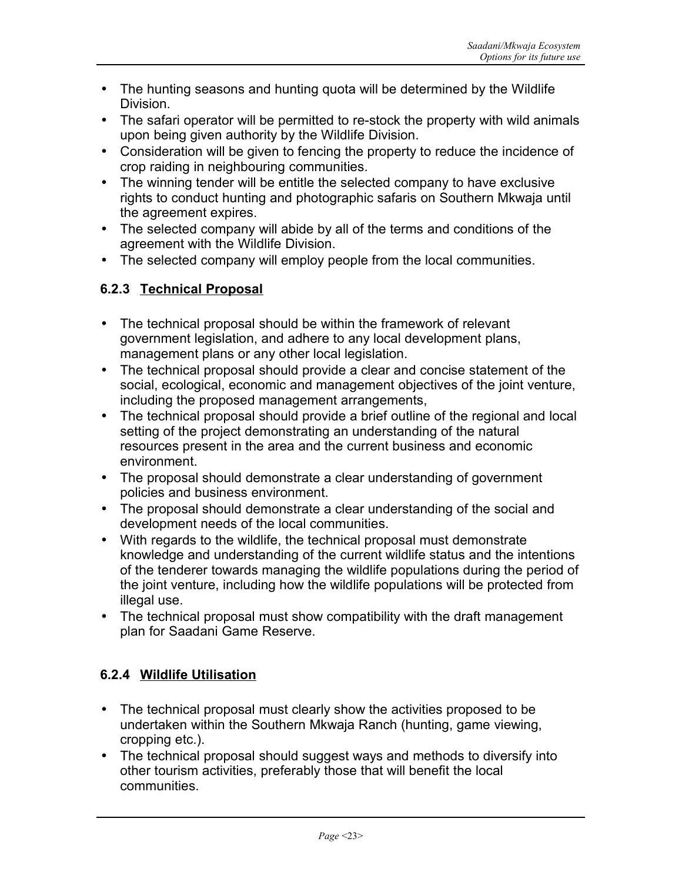- The hunting seasons and hunting quota will be determined by the Wildlife Division.
- The safari operator will be permitted to re-stock the property with wild animals upon being given authority by the Wildlife Division.
- Consideration will be given to fencing the property to reduce the incidence of crop raiding in neighbouring communities.
- The winning tender will be entitle the selected company to have exclusive rights to conduct hunting and photographic safaris on Southern Mkwaja until the agreement expires.
- The selected company will abide by all of the terms and conditions of the agreement with the Wildlife Division.
- The selected company will employ people from the local communities.

### 6.2.3 <u>Technical Proposal</u>

- The technical proposal should be within the framework of relevant government legislation, and adhere to any local development plans, management plans or any other local legislation.
- The technical proposal should provide a clear and concise statement of the social, ecological, economic and management objectives of the joint venture, including the proposed management arrangements,
- The technical proposal should provide a brief outline of the regional and local setting of the project demonstrating an understanding of the natural resources present in the area and the current business and economic environment.
- The proposal should demonstrate a clear understanding of government policies and business environment.
- The proposal should demonstrate a clear understanding of the social and development needs of the local communities.
- With regards to the wildlife, the technical proposal must demonstrate knowledge and understanding of the current wildlife status and the intentions of the tenderer towards managing the wildlife populations during the period of the joint venture, including how the wildlife populations will be protected from illegal use.
- The technical proposal must show compatibility with the draft management plan for Saadani Game Reserve.

### 6.2.4 <u>Wildlife Utilisation</u>

- The technical proposal must clearly show the activities proposed to be undertaken within the Southern Mkwaja Ranch (hunting, game viewing, cropping etc.).
- The technical proposal should suggest ways and methods to diversify into other tourism activities, preferably those that will benefit the local communities.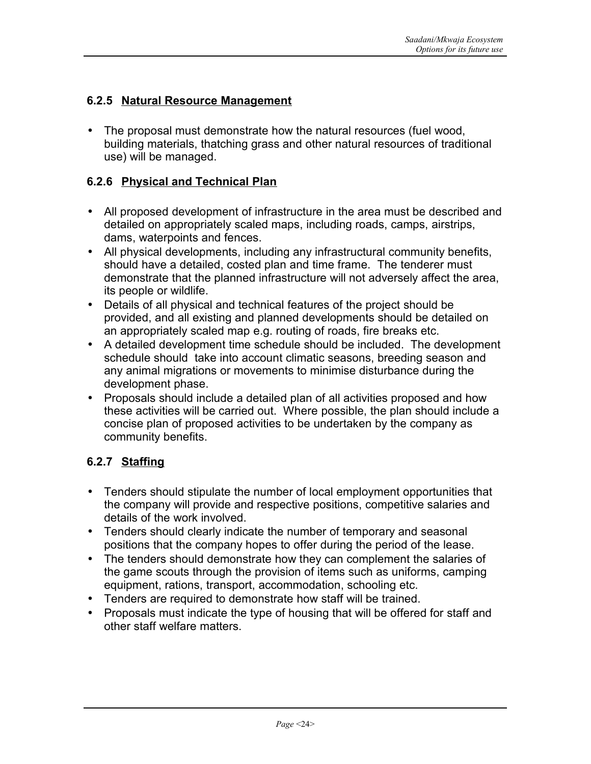### 6.2.5 Natural Resource Management

- The proposal must demonstrate how the natural resources (fuel wood, building materials, thatching grass and other natural resources of traditional use) will be managed.

### 6.2.6 Physical and Technical Plan

- All proposed development of infrastructure in the area must be described and detailed on appropriately scaled maps, including roads, camps, airstrips, dams, waterpoints and fences.
- All physical developments, including any infrastructural community benefits, should have a detailed, costed plan and time frame. The tenderer must demonstrate that the planned infrastructure will not adversely affect the area, its people or wildlife.
- Details of all physical and technical features of the project should be provided, and all existing and planned developments should be detailed on an appropriately scaled map e.g. routing of roads, fire breaks etc.
- A detailed development time schedule should be included. The development schedule should take into account climatic seasons, breeding season and any animal migrations or movements to minimise disturbance during the development phase.
- Proposals should include a detailed plan of all activities proposed and how these activities will be carried out. Where possible, the plan should include a concise plan of proposed activities to be undertaken by the company as community benefits.

### 6.2.7 Staffing

- Tenders should stipulate the number of local employment opportunities that the company will provide and respective positions, competitive salaries and details of the work involved.
- Tenders should clearly indicate the number of temporary and seasonal positions that the company hopes to offer during the period of the lease.
- The tenders should demonstrate how they can complement the salaries of the game scouts through the provision of items such as uniforms, camping equipment, rations, transport, accommodation, schooling etc.
- Tenders are required to demonstrate how staff will be trained.
- Proposals must indicate the type of housing that will be offered for staff and other staff welfare matters.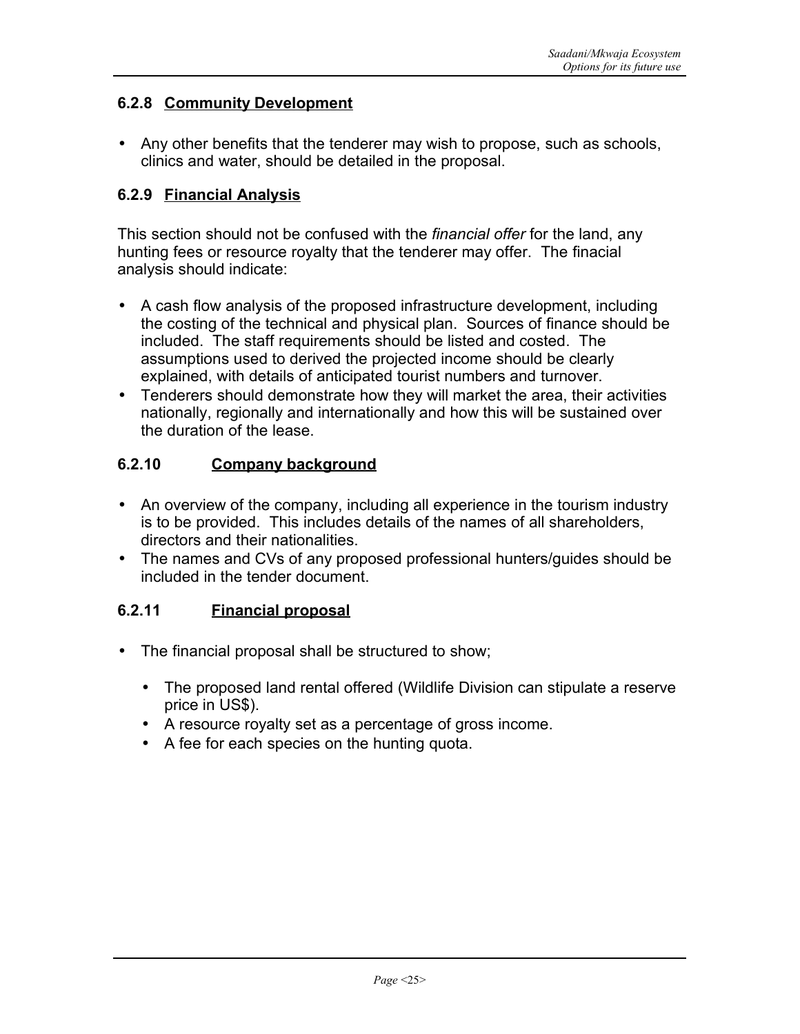#### 6.2.8 Community Development

- Any other benefits that the tenderer may wish to propose, such as schools, clinics and water, should be detailed in the proposal.

#### 6.2.9 Financial Analysis

This section should not be confused with the *financial offer* for the land, any hunting fees or resource royalty that the tenderer may offer. The finacial analysis should indicate:

- A cash flow analysis of the proposed infrastructure development, including the costing of the technical and physical plan. Sources of finance should be included. The staff requirements should be listed and costed. The assumptions used to derived the projected income should be clearly explained, with details of anticipated tourist numbers and turnover.
- Tenderers should demonstrate how they will market the area, their activities nationally, regionally and internationally and how this will be sustained over the duration of the lease.

#### 6.2.10 Company background

- An overview of the company, including all experience in the tourism industry is to be provided. This includes details of the names of all shareholders, directors and their nationalities.
- The names and CVs of any proposed professional hunters/guides should be included in the tender document.

#### 6.2.11 Financial proposal

- The financial proposal shall be structured to show;
  - The proposed land rental offered (Wildlife Division can stipulate a reserve price in US$).
  - A resource royalty set as a percentage of gross income.
  - A fee for each species on the hunting quota.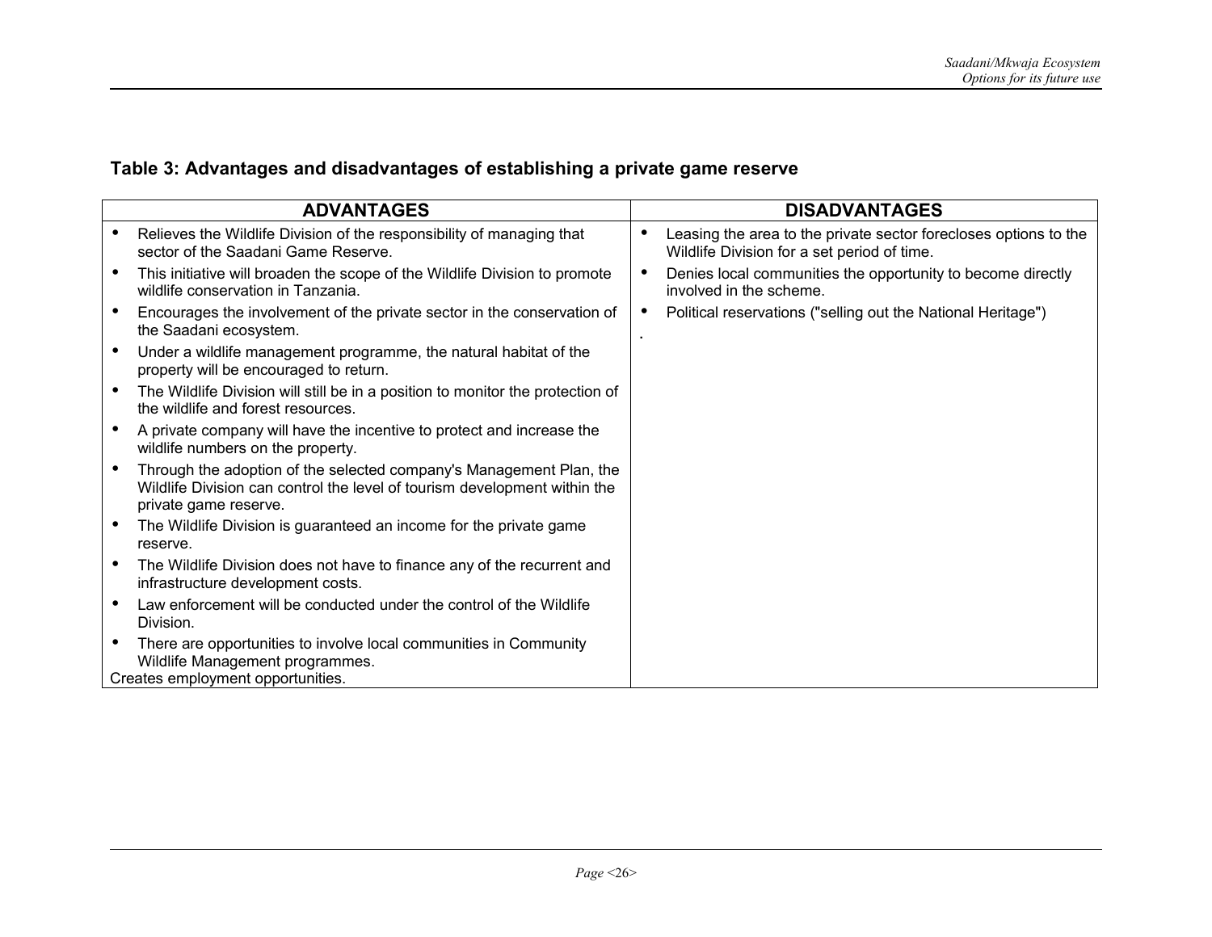### Table 3: Advantages and disadvantages of establishing a private game reserve

| ADVANTAGES | DISADVANTAGES |
|---|---|
| • Relieves the Wildlife Division of the responsibility of managing that sector of the Saadani Game Reserve.<br>• This initiative will broaden the scope of the Wildlife Division to promote wildlife conservation in Tanzania.<br>• Encourages the involvement of the private sector in the conservation of the Saadani ecosystem.<br>• Under a wildlife management programme, the natural habitat of the property will be encouraged to return.<br>• The Wildlife Division will still be in a position to monitor the protection of the wildlife and forest resources.<br>• A private company will have the incentive to protect and increase the wildlife numbers on the property.<br>• Through the adoption of the selected company's Management Plan, the Wildlife Division can control the level of tourism development within the private game reserve.<br>• The Wildlife Division is guaranteed an income for the private game reserve.<br>• The Wildlife Division does not have to finance any of the recurrent and infrastructure development costs.<br>• Law enforcement will be conducted under the control of the Wildlife Division.<br>• There are opportunities to involve local communities in Community Wildlife Management programmes.<br>Creates employment opportunities. | • Leasing the area to the private sector forecloses options to the Wildlife Division for a set period of time.<br>• Denies local communities the opportunity to become directly involved in the scheme.<br>• Political reservations ("selling out the National Heritage")<br>. |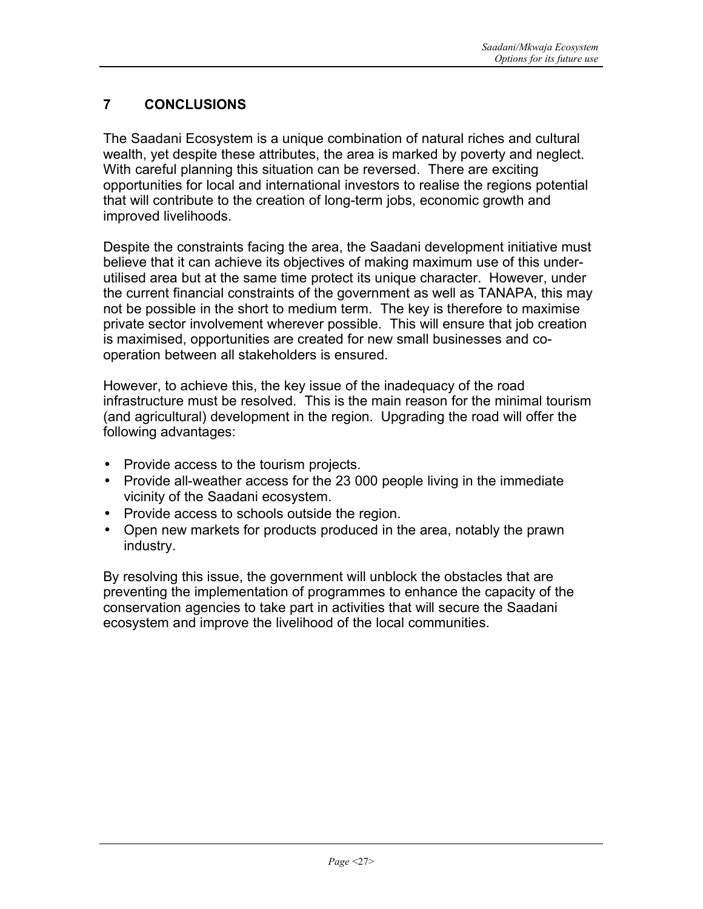## 7 CONCLUSIONS

The Saadani Ecosystem is a unique combination of natural riches and cultural wealth, yet despite these attributes, the area is marked by poverty and neglect. With careful planning this situation can be reversed. There are exciting opportunities for local and international investors to realise the regions potential that will contribute to the creation of long-term jobs, economic growth and improved livelihoods.

Despite the constraints facing the area, the Saadani development initiative must believe that it can achieve its objectives of making maximum use of this under-utilised area but at the same time protect its unique character. However, under the current financial constraints of the government as well as TANAPA, this may not be possible in the short to medium term. The key is therefore to maximise private sector involvement wherever possible. This will ensure that job creation is maximised, opportunities are created for new small businesses and co-operation between all stakeholders is ensured.

However, to achieve this, the key issue of the inadequacy of the road infrastructure must be resolved. This is the main reason for the minimal tourism (and agricultural) development in the region. Upgrading the road will offer the following advantages:

- Provide access to the tourism projects.
- Provide all-weather access for the 23 000 people living in the immediate vicinity of the Saadani ecosystem.
- Provide access to schools outside the region.
- Open new markets for products produced in the area, notably the prawn industry.

By resolving this issue, the government will unblock the obstacles that are preventing the implementation of programmes to enhance the capacity of the conservation agencies to take part in activities that will secure the Saadani ecosystem and improve the livelihood of the local communities.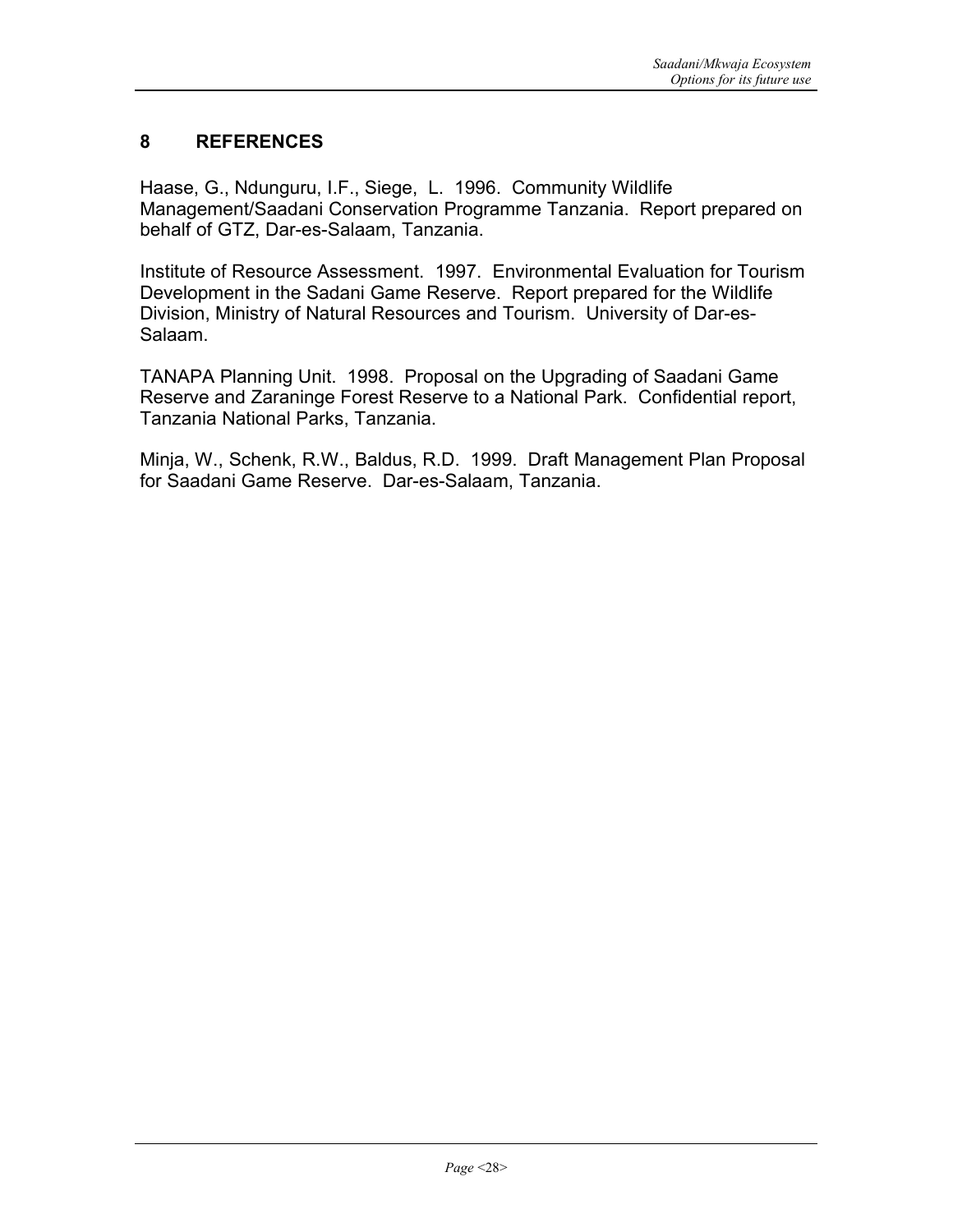## 8 REFERENCES

Haase, G., Ndunguru, I.F., Siege, L. 1996. Community Wildlife Management/Saadani Conservation Programme Tanzania. Report prepared on behalf of GTZ, Dar-es-Salaam, Tanzania.

Institute of Resource Assessment. 1997. Environmental Evaluation for Tourism Development in the Sadani Game Reserve. Report prepared for the Wildlife Division, Ministry of Natural Resources and Tourism. University of Dar-es-Salaam.

TANAPA Planning Unit. 1998. Proposal on the Upgrading of Saadani Game Reserve and Zaraninge Forest Reserve to a National Park. Confidential report, Tanzania National Parks, Tanzania.

Minja, W., Schenk, R.W., Baldus, R.D. 1999. Draft Management Plan Proposal for Saadani Game Reserve. Dar-es-Salaam, Tanzania.